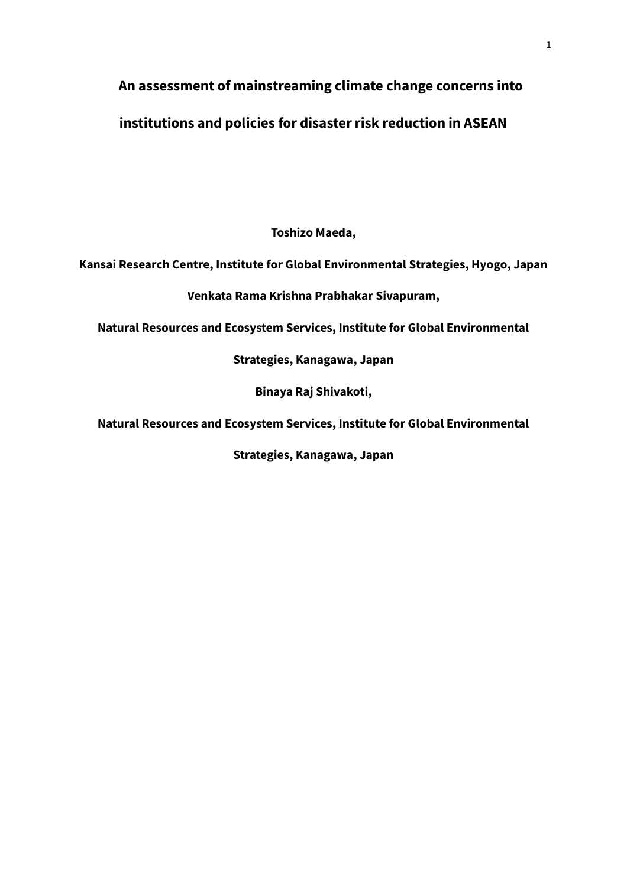# An assessment of mainstreaming climate change concerns into institutions and policies for disaster risk reduction in ASEAN

**Toshizo Maeda,**

**Kansai Research Centre, Institute for Global Environmental Strategies, Hyogo, Japan**

**Venkata Rama Krishna Prabhakar Sivapuram,**

**Natural Resources and Ecosystem Services, Institute for Global Environmental Strategies, Kanagawa, Japan**

**Binaya Raj Shivakoti,**

**Natural Resources and Ecosystem Services, Institute for Global Environmental Strategies, Kanagawa, Japan**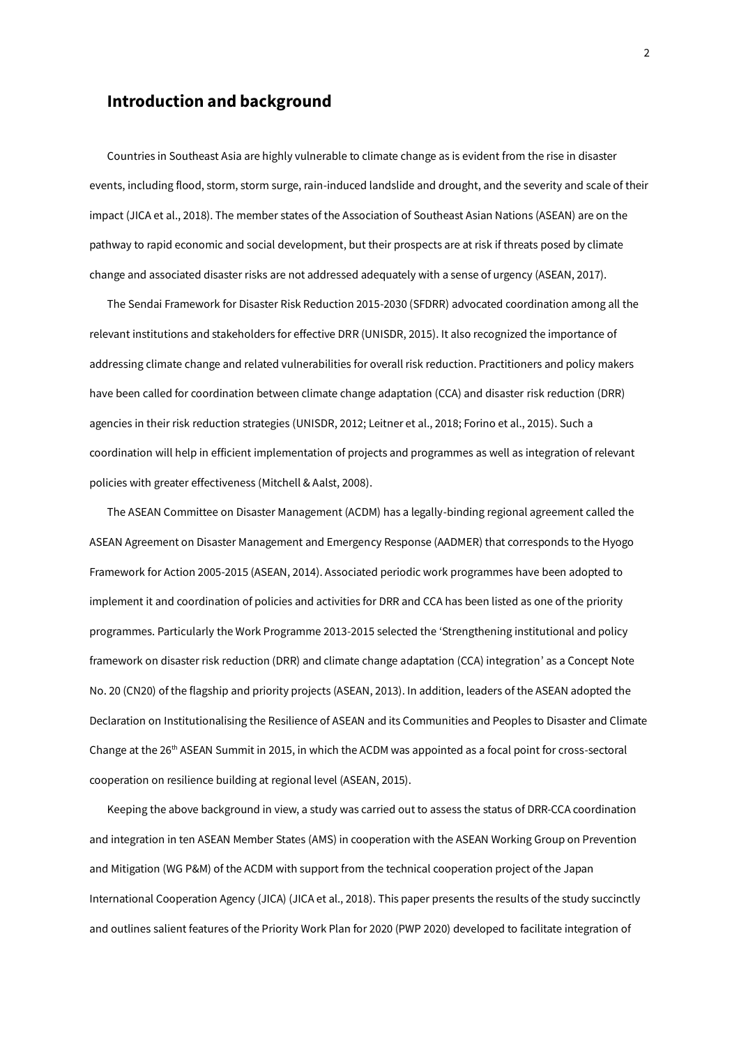## Introduction and background

Countries in Southeast Asia are highly vulnerable to climate change as is evident from the rise in disaster events, including flood, storm, storm surge, rain-induced landslide and drought, and the severity and scale of their impact (JICA et al., 2018). The member states of the Association of Southeast Asian Nations (ASEAN) are on the pathway to rapid economic and social development, but their prospects are at risk if threats posed by climate change and associated disaster risks are not addressed adequately with a sense of urgency (ASEAN, 2017).

The Sendai Framework for Disaster Risk Reduction 2015-2030 (SFDRR) advocated coordination among all the relevant institutions and stakeholders for effective DRR (UNISDR, 2015). It also recognized the importance of addressing climate change and related vulnerabilities for overall risk reduction. Practitioners and policy makers have been called for coordination between climate change adaptation (CCA) and disaster risk reduction (DRR) agencies in their risk reduction strategies (UNISDR, 2012; Leitner et al., 2018; Forino et al., 2015). Such a coordination will help in efficient implementation of projects and programmes as well as integration of relevant policies with greater effectiveness (Mitchell & Aalst, 2008).

The ASEAN Committee on Disaster Management (ACDM) has a legally-binding regional agreement called the ASEAN Agreement on Disaster Management and Emergency Response (AADMER) that corresponds to the Hyogo Framework for Action 2005-2015 (ASEAN, 2014). Associated periodic work programmes have been adopted to implement it and coordination of policies and activities for DRR and CCA has been listed as one of the priority programmes. Particularly the Work Programme 2013-2015 selected the 'Strengthening institutional and policy framework on disaster risk reduction (DRR) and climate change adaptation (CCA) integration' as a Concept Note No. 20 (CN20) of the flagship and priority projects (ASEAN, 2013). In addition, leaders of the ASEAN adopted the Declaration on Institutionalising the Resilience of ASEAN and its Communities and Peoples to Disaster and Climate Change at the 26th ASEAN Summit in 2015, in which the ACDM was appointed as a focal point for cross-sectoral cooperation on resilience building at regional level (ASEAN, 2015).

Keeping the above background in view, a study was carried out to assess the status of DRR-CCA coordination and integration in ten ASEAN Member States (AMS) in cooperation with the ASEAN Working Group on Prevention and Mitigation (WG P&M) of the ACDM with support from the technical cooperation project of the Japan International Cooperation Agency (JICA) (JICA et al., 2018). This paper presents the results of the study succinctly and outlines salient features of the Priority Work Plan for 2020 (PWP 2020) developed to facilitate integration of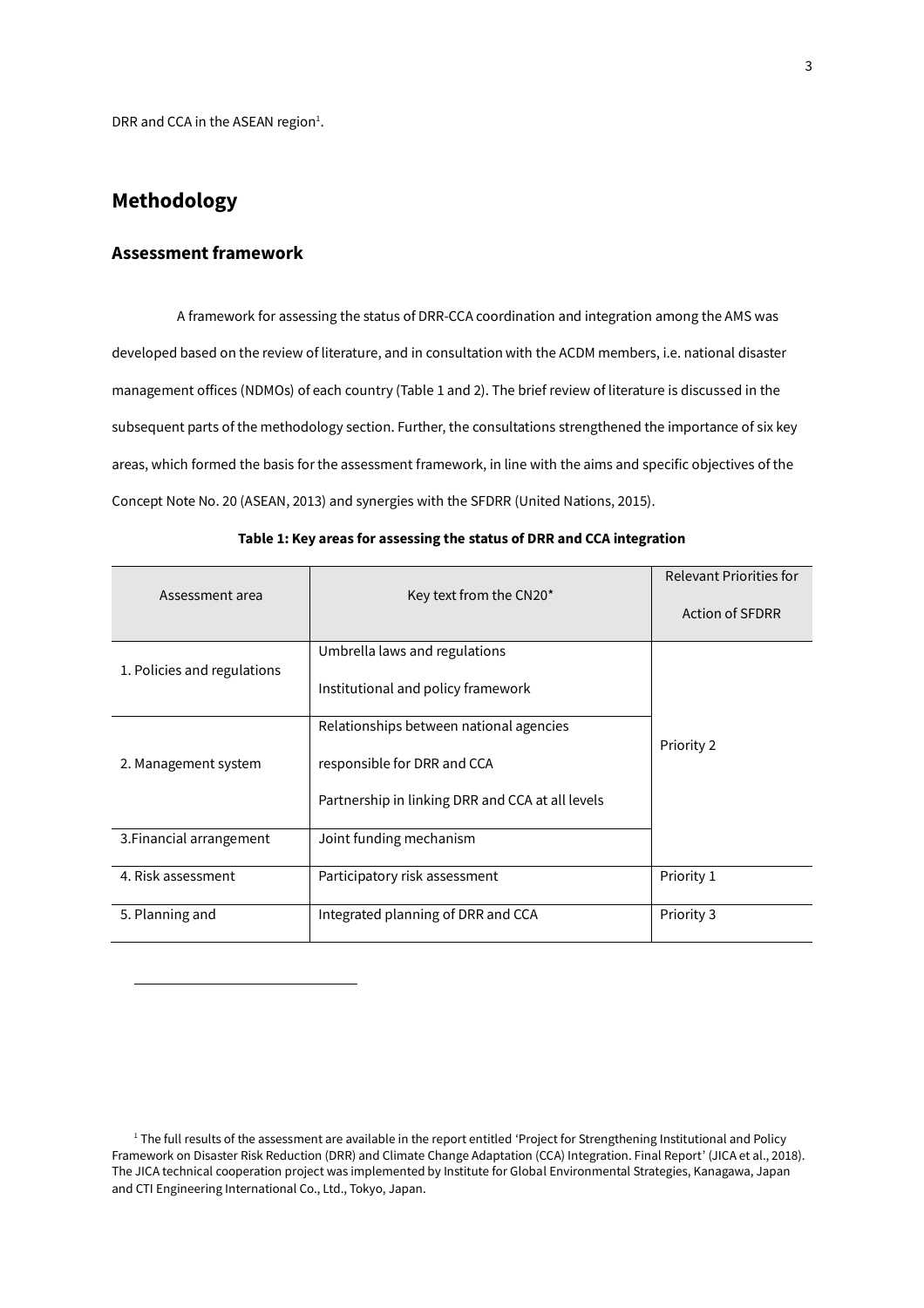DRR and CCA in the ASEAN region[1].

## Methodology

### Assessment framework

A framework for assessing the status of DRR-CCA coordination and integration among the AMS was developed based on the review of literature, and in consultation with the ACDM members, i.e. national disaster management offices (NDMOs) of each country (Table 1 and 2). The brief review of literature is discussed in the subsequent parts of the methodology section. Further, the consultations strengthened the importance of six key areas, which formed the basis for the assessment framework, in line with the aims and specific objectives of the Concept Note No. 20 (ASEAN, 2013) and synergies with the SFDRR (United Nations, 2015).

**Table 1: Key areas for assessing the status of DRR and CCA integration**

| Assessment area | Key text from the CN20* | Relevant Priorities for Action of SFDRR |
|---|---|---|
| 1. Policies and regulations | Umbrella laws and regulations<br>Institutional and policy framework | Priority 2 |
| 2. Management system | Relationships between national agencies responsible for DRR and CCA<br>Partnership in linking DRR and CCA at all levels | |
| 3.Financial arrangement | Joint funding mechanism | |
| 4. Risk assessment | Participatory risk assessment | Priority 1 |
| 5. Planning and | Integrated planning of DRR and CCA | Priority 3 |

[1] The full results of the assessment are available in the report entitled 'Project for Strengthening Institutional and Policy Framework on Disaster Risk Reduction (DRR) and Climate Change Adaptation (CCA) Integration. Final Report' (JICA et al., 2018). The JICA technical cooperation project was implemented by Institute for Global Environmental Strategies, Kanagawa, Japan and CTI Engineering International Co., Ltd., Tokyo, Japan.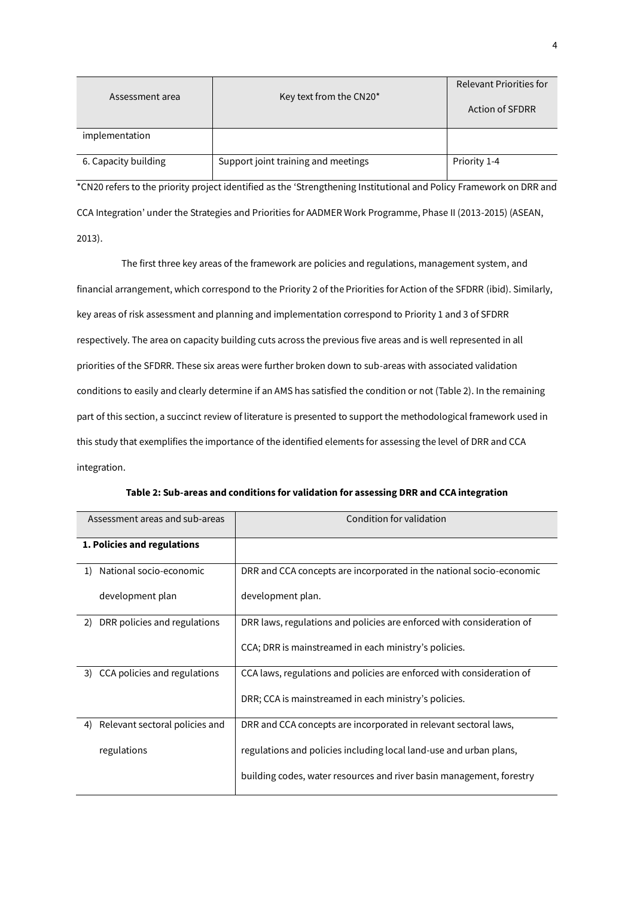| Assessment area | Key text from the CN20* | Relevant Priorities for Action of SFDRR |
|---|---|---|
| implementation | | |
| 6. Capacity building | Support joint training and meetings | Priority 1-4 |

*CN20 refers to the priority project identified as the 'Strengthening Institutional and Policy Framework on DRR and CCA Integration' under the Strategies and Priorities for AADMER Work Programme, Phase II (2013-2015) (ASEAN, 2013).

The first three key areas of the framework are policies and regulations, management system, and financial arrangement, which correspond to the Priority 2 of the Priorities for Action of the SFDRR (ibid). Similarly, key areas of risk assessment and planning and implementation correspond to Priority 1 and 3 of SFDRR respectively. The area on capacity building cuts across the previous five areas and is well represented in all priorities of the SFDRR. These six areas were further broken down to sub-areas with associated validation conditions to easily and clearly determine if an AMS has satisfied the condition or not (Table 2). In the remaining part of this section, a succinct review of literature is presented to support the methodological framework used in this study that exemplifies the importance of the identified elements for assessing the level of DRR and CCA integration.

**Table 2: Sub-areas and conditions for validation for assessing DRR and CCA integration**

| Assessment areas and sub-areas | Condition for validation |
|---|---|
| **1. Policies and regulations** | |
| 1) National socio-economic development plan | DRR and CCA concepts are incorporated in the national socio-economic development plan. |
| 2) DRR policies and regulations | DRR laws, regulations and policies are enforced with consideration of CCA; DRR is mainstreamed in each ministry's policies. |
| 3) CCA policies and regulations | CCA laws, regulations and policies are enforced with consideration of DRR; CCA is mainstreamed in each ministry's policies. |
| 4) Relevant sectoral policies and regulations | DRR and CCA concepts are incorporated in relevant sectoral laws, regulations and policies including local land-use and urban plans, building codes, water resources and river basin management, forestry |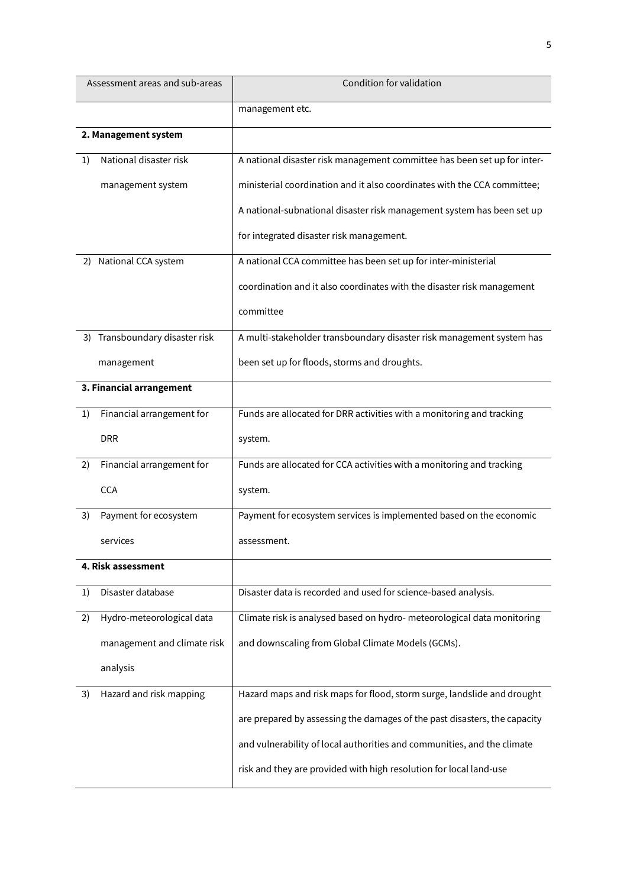| Assessment areas and sub-areas | Condition for validation |
|---|---|
| | management etc. |
| **2. Management system** | |
| 1) National disaster risk management system | A national disaster risk management committee has been set up for inter-ministerial coordination and it also coordinates with the CCA committee; A national-subnational disaster risk management system has been set up for integrated disaster risk management. |
| 2) National CCA system | A national CCA committee has been set up for inter-ministerial coordination and it also coordinates with the disaster risk management committee |
| 3) Transboundary disaster risk management | A multi-stakeholder transboundary disaster risk management system has been set up for floods, storms and droughts. |
| **3. Financial arrangement** | |
| 1) Financial arrangement for DRR | Funds are allocated for DRR activities with a monitoring and tracking system. |
| 2) Financial arrangement for CCA | Funds are allocated for CCA activities with a monitoring and tracking system. |
| 3) Payment for ecosystem services | Payment for ecosystem services is implemented based on the economic assessment. |
| **4. Risk assessment** | |
| 1) Disaster database | Disaster data is recorded and used for science-based analysis. |
| 2) Hydro-meteorological data management and climate risk analysis | Climate risk is analysed based on hydro- meteorological data monitoring and downscaling from Global Climate Models (GCMs). |
| 3) Hazard and risk mapping | Hazard maps and risk maps for flood, storm surge, landslide and drought are prepared by assessing the damages of the past disasters, the capacity and vulnerability of local authorities and communities, and the climate risk and they are provided with high resolution for local land-use |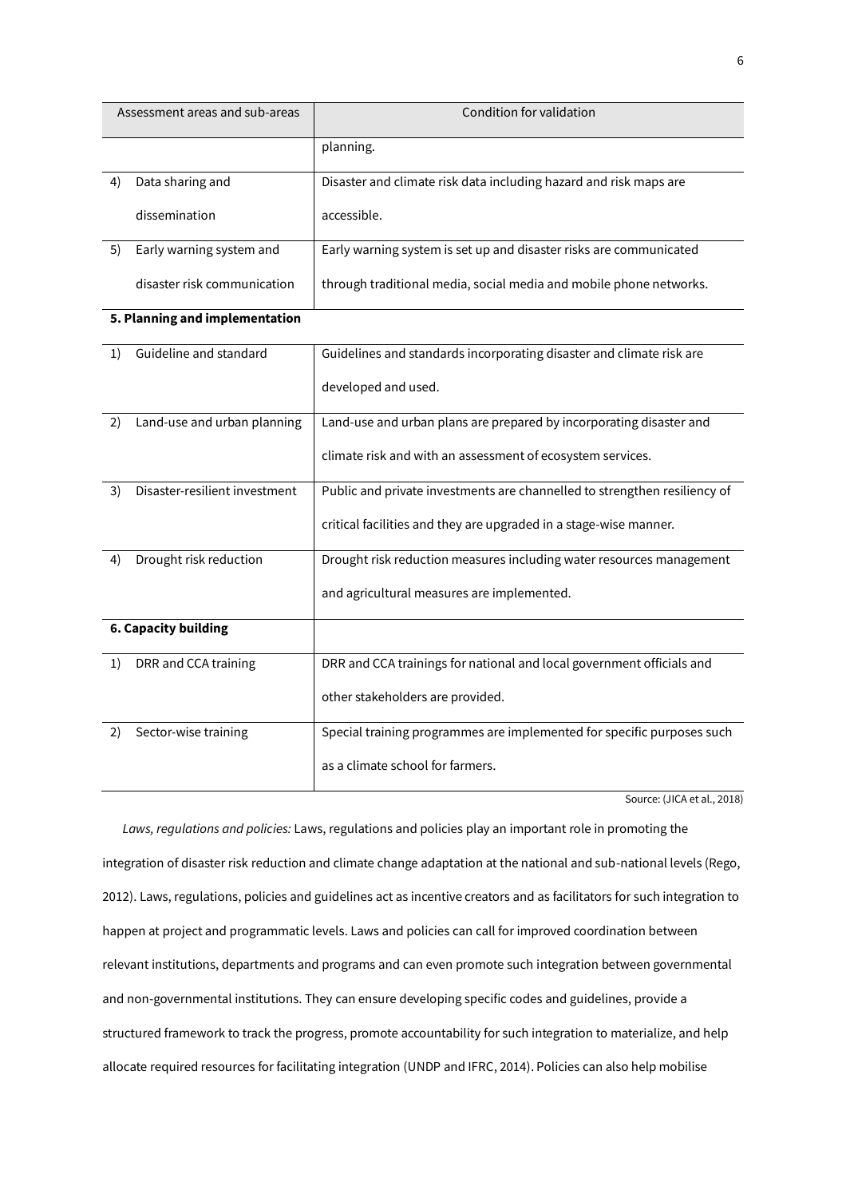| Assessment areas and sub-areas | Condition for validation |
|---|---|
| | planning. |
| 4) Data sharing and dissemination | Disaster and climate risk data including hazard and risk maps are accessible. |
| 5) Early warning system and disaster risk communication | Early warning system is set up and disaster risks are communicated through traditional media, social media and mobile phone networks. |
| **5. Planning and implementation** | |
| 1) Guideline and standard | Guidelines and standards incorporating disaster and climate risk are developed and used. |
| 2) Land-use and urban planning | Land-use and urban plans are prepared by incorporating disaster and climate risk and with an assessment of ecosystem services. |
| 3) Disaster-resilient investment | Public and private investments are channelled to strengthen resiliency of critical facilities and they are upgraded in a stage-wise manner. |
| 4) Drought risk reduction | Drought risk reduction measures including water resources management and agricultural measures are implemented. |
| **6. Capacity building** | |
| 1) DRR and CCA training | DRR and CCA trainings for national and local government officials and other stakeholders are provided. |
| 2) Sector-wise training | Special training programmes are implemented for specific purposes such as a climate school for farmers. |

Source: (JICA et al., 2018)

*Laws, regulations and policies:* Laws, regulations and policies play an important role in promoting the integration of disaster risk reduction and climate change adaptation at the national and sub-national levels (Rego, 2012). Laws, regulations, policies and guidelines act as incentive creators and as facilitators for such integration to happen at project and programmatic levels. Laws and policies can call for improved coordination between relevant institutions, departments and programs and can even promote such integration between governmental and non-governmental institutions. They can ensure developing specific codes and guidelines, provide a structured framework to track the progress, promote accountability for such integration to materialize, and help allocate required resources for facilitating integration (UNDP and IFRC, 2014). Policies can also help mobilise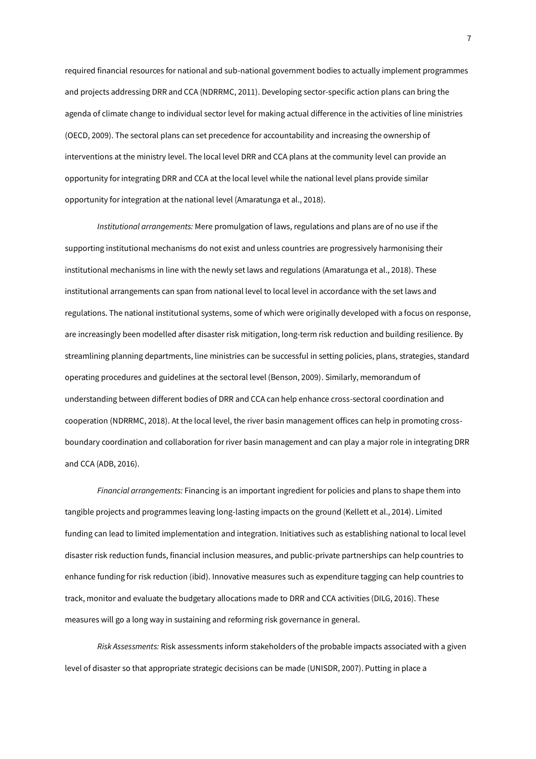required financial resources for national and sub-national government bodies to actually implement programmes and projects addressing DRR and CCA (NDRRMC, 2011). Developing sector-specific action plans can bring the agenda of climate change to individual sector level for making actual difference in the activities of line ministries (OECD, 2009). The sectoral plans can set precedence for accountability and increasing the ownership of interventions at the ministry level. The local level DRR and CCA plans at the community level can provide an opportunity for integrating DRR and CCA at the local level while the national level plans provide similar opportunity for integration at the national level (Amaratunga et al., 2018).

*Institutional arrangements:* Mere promulgation of laws, regulations and plans are of no use if the supporting institutional mechanisms do not exist and unless countries are progressively harmonising their institutional mechanisms in line with the newly set laws and regulations (Amaratunga et al., 2018). These institutional arrangements can span from national level to local level in accordance with the set laws and regulations. The national institutional systems, some of which were originally developed with a focus on response, are increasingly been modelled after disaster risk mitigation, long-term risk reduction and building resilience. By streamlining planning departments, line ministries can be successful in setting policies, plans, strategies, standard operating procedures and guidelines at the sectoral level (Benson, 2009). Similarly, memorandum of understanding between different bodies of DRR and CCA can help enhance cross-sectoral coordination and cooperation (NDRRMC, 2018). At the local level, the river basin management offices can help in promoting cross-boundary coordination and collaboration for river basin management and can play a major role in integrating DRR and CCA (ADB, 2016).

*Financial arrangements:* Financing is an important ingredient for policies and plans to shape them into tangible projects and programmes leaving long-lasting impacts on the ground (Kellett et al., 2014). Limited funding can lead to limited implementation and integration. Initiatives such as establishing national to local level disaster risk reduction funds, financial inclusion measures, and public-private partnerships can help countries to enhance funding for risk reduction (ibid). Innovative measures such as expenditure tagging can help countries to track, monitor and evaluate the budgetary allocations made to DRR and CCA activities (DILG, 2016). These measures will go a long way in sustaining and reforming risk governance in general.

*Risk Assessments:* Risk assessments inform stakeholders of the probable impacts associated with a given level of disaster so that appropriate strategic decisions can be made (UNISDR, 2007). Putting in place a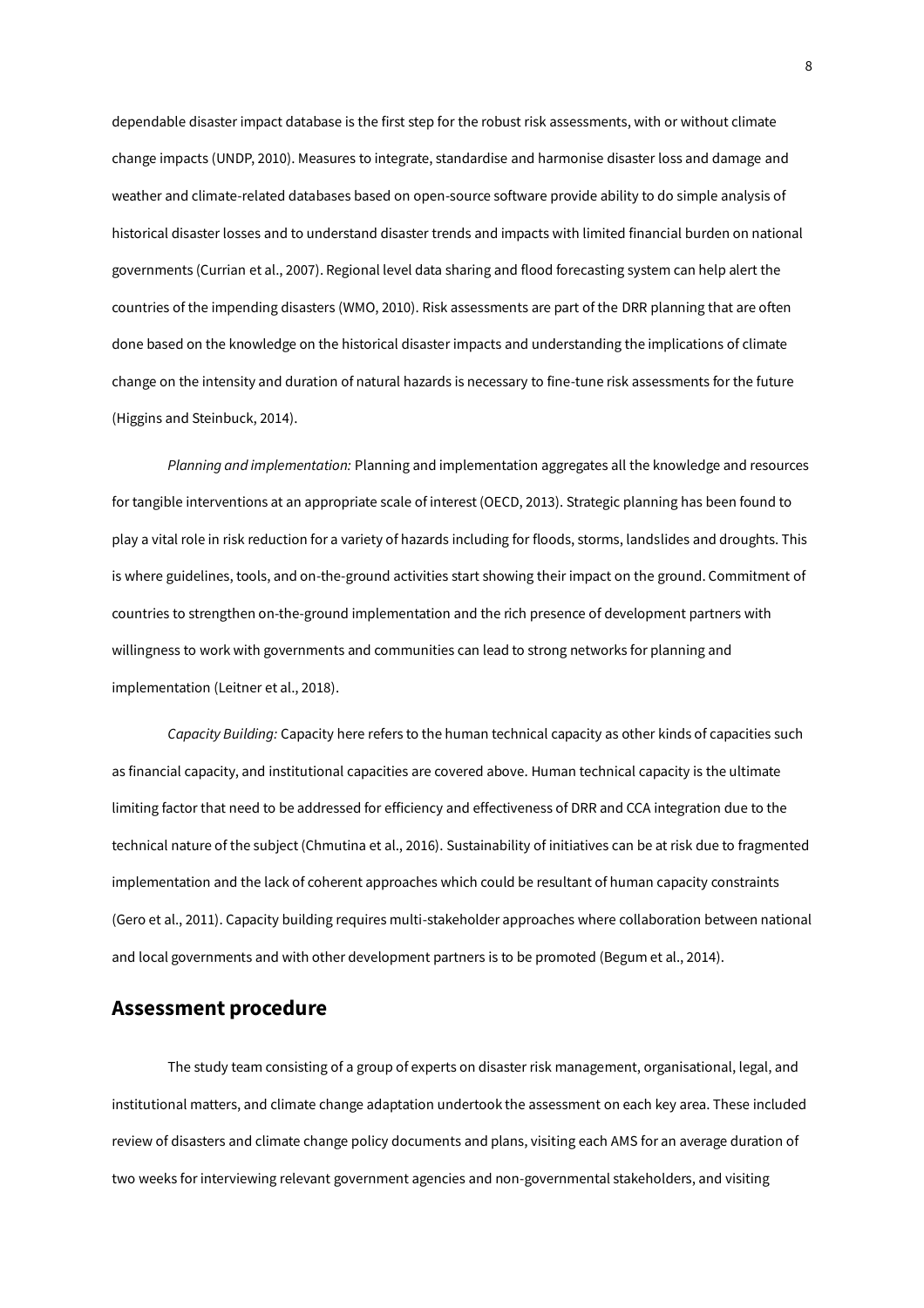dependable disaster impact database is the first step for the robust risk assessments, with or without climate change impacts (UNDP, 2010). Measures to integrate, standardise and harmonise disaster loss and damage and weather and climate-related databases based on open-source software provide ability to do simple analysis of historical disaster losses and to understand disaster trends and impacts with limited financial burden on national governments (Currian et al., 2007). Regional level data sharing and flood forecasting system can help alert the countries of the impending disasters (WMO, 2010). Risk assessments are part of the DRR planning that are often done based on the knowledge on the historical disaster impacts and understanding the implications of climate change on the intensity and duration of natural hazards is necessary to fine-tune risk assessments for the future (Higgins and Steinbuck, 2014).

*Planning and implementation:* Planning and implementation aggregates all the knowledge and resources for tangible interventions at an appropriate scale of interest (OECD, 2013). Strategic planning has been found to play a vital role in risk reduction for a variety of hazards including for floods, storms, landslides and droughts. This is where guidelines, tools, and on-the-ground activities start showing their impact on the ground. Commitment of countries to strengthen on-the-ground implementation and the rich presence of development partners with willingness to work with governments and communities can lead to strong networks for planning and implementation (Leitner et al., 2018).

*Capacity Building:* Capacity here refers to the human technical capacity as other kinds of capacities such as financial capacity, and institutional capacities are covered above. Human technical capacity is the ultimate limiting factor that need to be addressed for efficiency and effectiveness of DRR and CCA integration due to the technical nature of the subject (Chmutina et al., 2016). Sustainability of initiatives can be at risk due to fragmented implementation and the lack of coherent approaches which could be resultant of human capacity constraints (Gero et al., 2011). Capacity building requires multi-stakeholder approaches where collaboration between national and local governments and with other development partners is to be promoted (Begum et al., 2014).

## Assessment procedure

The study team consisting of a group of experts on disaster risk management, organisational, legal, and institutional matters, and climate change adaptation undertook the assessment on each key area. These included review of disasters and climate change policy documents and plans, visiting each AMS for an average duration of two weeks for interviewing relevant government agencies and non-governmental stakeholders, and visiting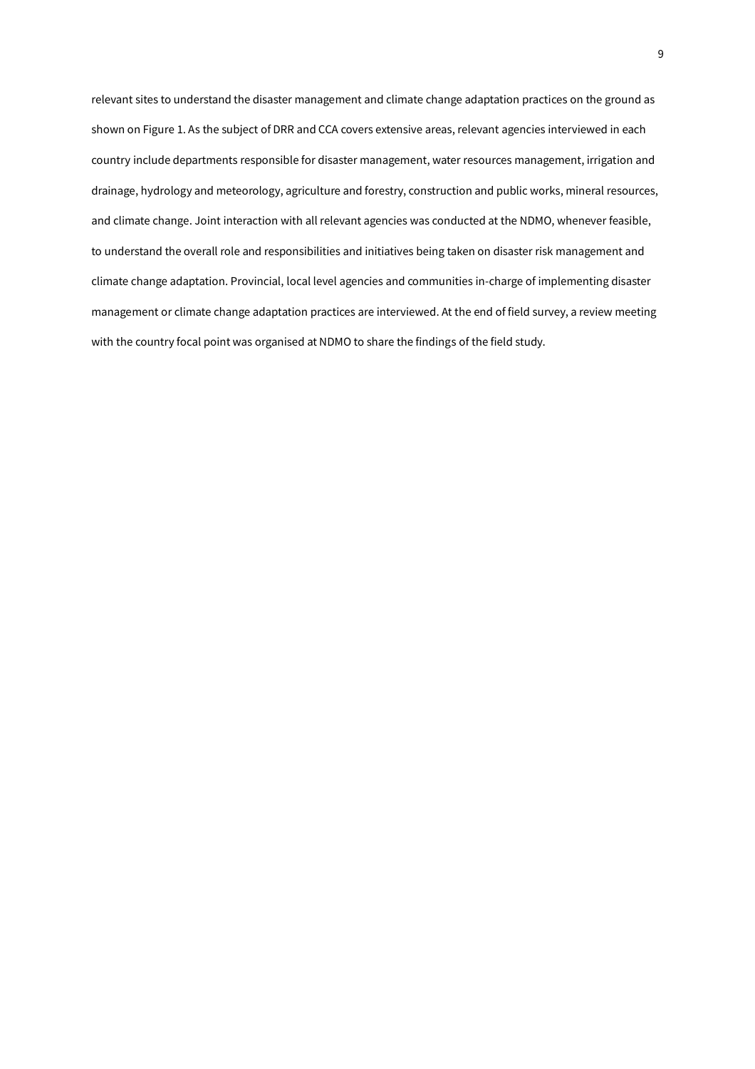relevant sites to understand the disaster management and climate change adaptation practices on the ground as shown on Figure 1. As the subject of DRR and CCA covers extensive areas, relevant agencies interviewed in each country include departments responsible for disaster management, water resources management, irrigation and drainage, hydrology and meteorology, agriculture and forestry, construction and public works, mineral resources, and climate change. Joint interaction with all relevant agencies was conducted at the NDMO, whenever feasible, to understand the overall role and responsibilities and initiatives being taken on disaster risk management and climate change adaptation. Provincial, local level agencies and communities in-charge of implementing disaster management or climate change adaptation practices are interviewed. At the end of field survey, a review meeting with the country focal point was organised at NDMO to share the findings of the field study.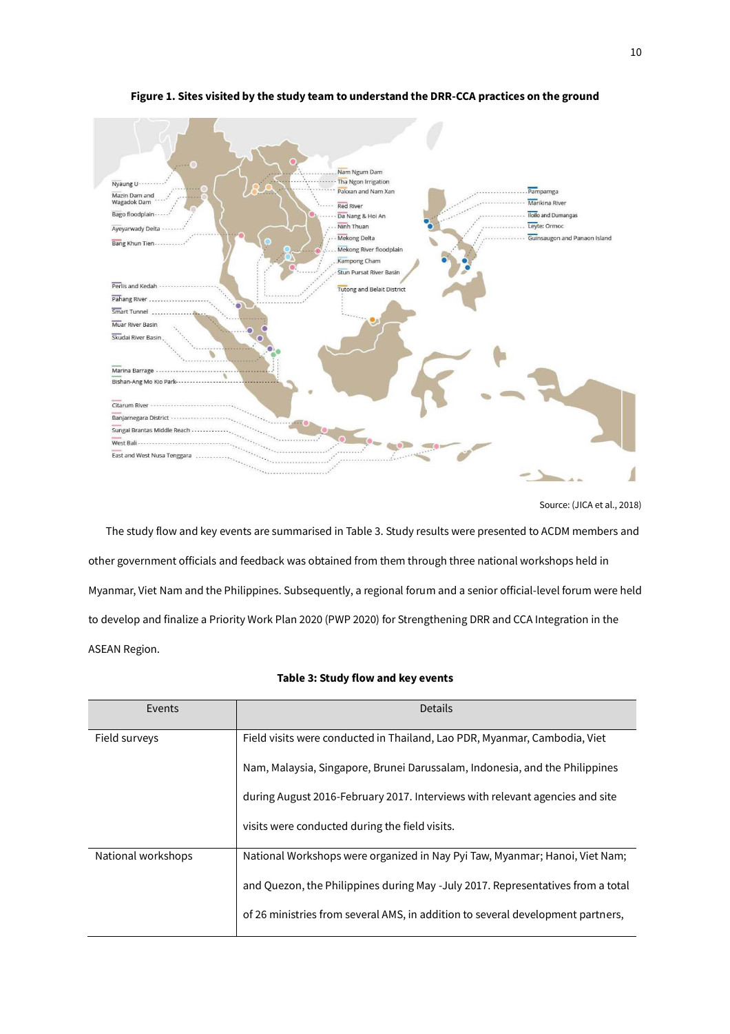**Figure 1. Sites visited by the study team to understand the DRR-CCA practices on the ground**

Source: (JICA et al., 2018)

The study flow and key events are summarised in Table 3. Study results were presented to ACDM members and other government officials and feedback was obtained from them through three national workshops held in Myanmar, Viet Nam and the Philippines. Subsequently, a regional forum and a senior official-level forum were held to develop and finalize a Priority Work Plan 2020 (PWP 2020) for Strengthening DRR and CCA Integration in the ASEAN Region.

**Table 3: Study flow and key events**

| Events | Details |
|---|---|
| Field surveys | Field visits were conducted in Thailand, Lao PDR, Myanmar, Cambodia, Viet Nam, Malaysia, Singapore, Brunei Darussalam, Indonesia, and the Philippines during August 2016-February 2017. Interviews with relevant agencies and site visits were conducted during the field visits. |
| National workshops | National Workshops were organized in Nay Pyi Taw, Myanmar; Hanoi, Viet Nam; and Quezon, the Philippines during May -July 2017. Representatives from a total of 26 ministries from several AMS, in addition to several development partners, |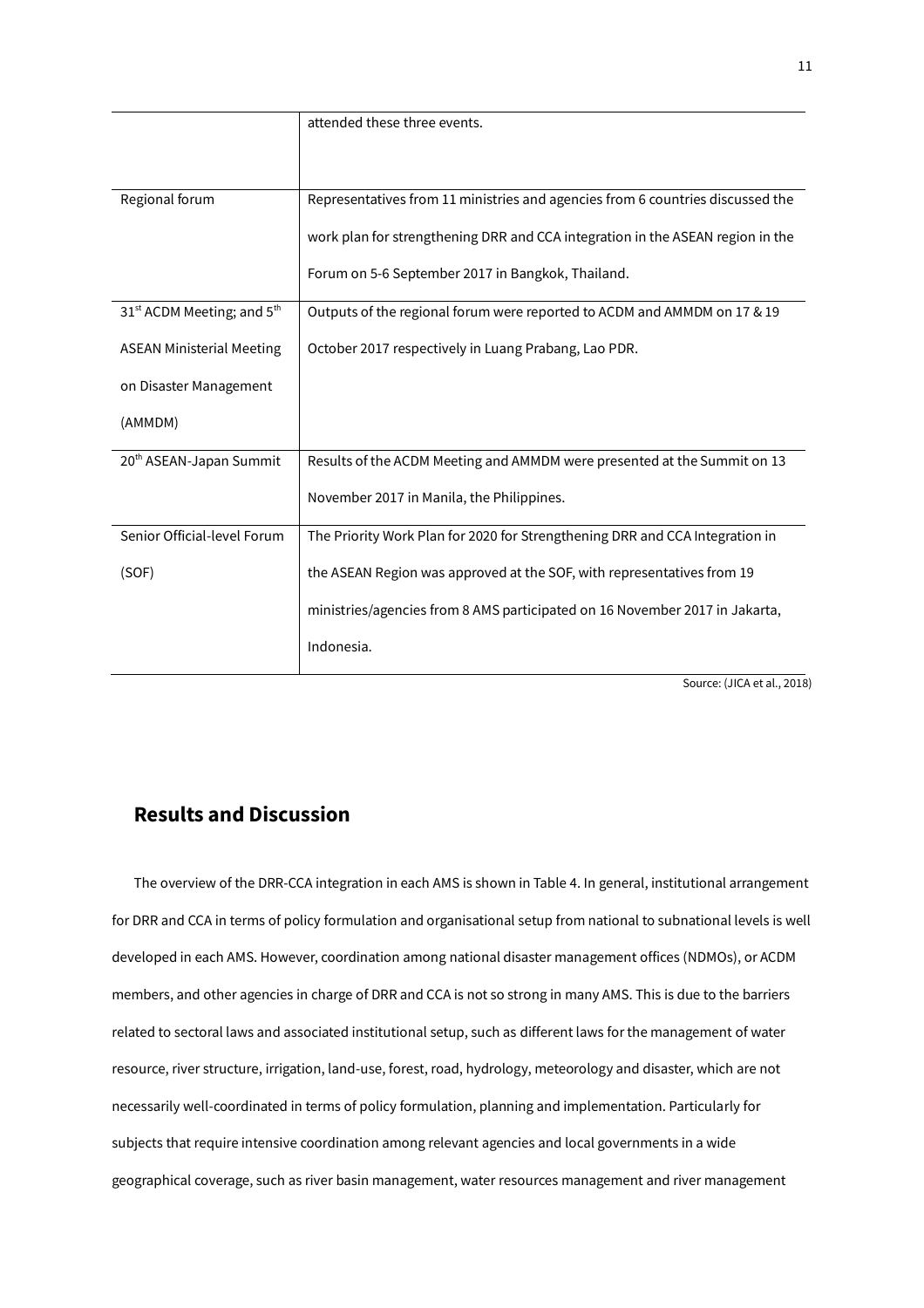|  | attended these three events. |
| --- | --- |
| Regional forum | Representatives from 11 ministries and agencies from 6 countries discussed the work plan for strengthening DRR and CCA integration in the ASEAN region in the Forum on 5-6 September 2017 in Bangkok, Thailand. |
| 31st ACDM Meeting; and 5th ASEAN Ministerial Meeting on Disaster Management (AMMDM) | Outputs of the regional forum were reported to ACDM and AMMDM on 17 & 19 October 2017 respectively in Luang Prabang, Lao PDR. |
| 20th ASEAN-Japan Summit | Results of the ACDM Meeting and AMMDM were presented at the Summit on 13 November 2017 in Manila, the Philippines. |
| Senior Official-level Forum (SOF) | The Priority Work Plan for 2020 for Strengthening DRR and CCA Integration in the ASEAN Region was approved at the SOF, with representatives from 19 ministries/agencies from 8 AMS participated on 16 November 2017 in Jakarta, Indonesia. |

Source: (JICA et al., 2018)

## Results and Discussion

The overview of the DRR-CCA integration in each AMS is shown in Table 4. In general, institutional arrangement for DRR and CCA in terms of policy formulation and organisational setup from national to subnational levels is well developed in each AMS. However, coordination among national disaster management offices (NDMOs), or ACDM members, and other agencies in charge of DRR and CCA is not so strong in many AMS. This is due to the barriers related to sectoral laws and associated institutional setup, such as different laws for the management of water resource, river structure, irrigation, land-use, forest, road, hydrology, meteorology and disaster, which are not necessarily well-coordinated in terms of policy formulation, planning and implementation. Particularly for subjects that require intensive coordination among relevant agencies and local governments in a wide geographical coverage, such as river basin management, water resources management and river management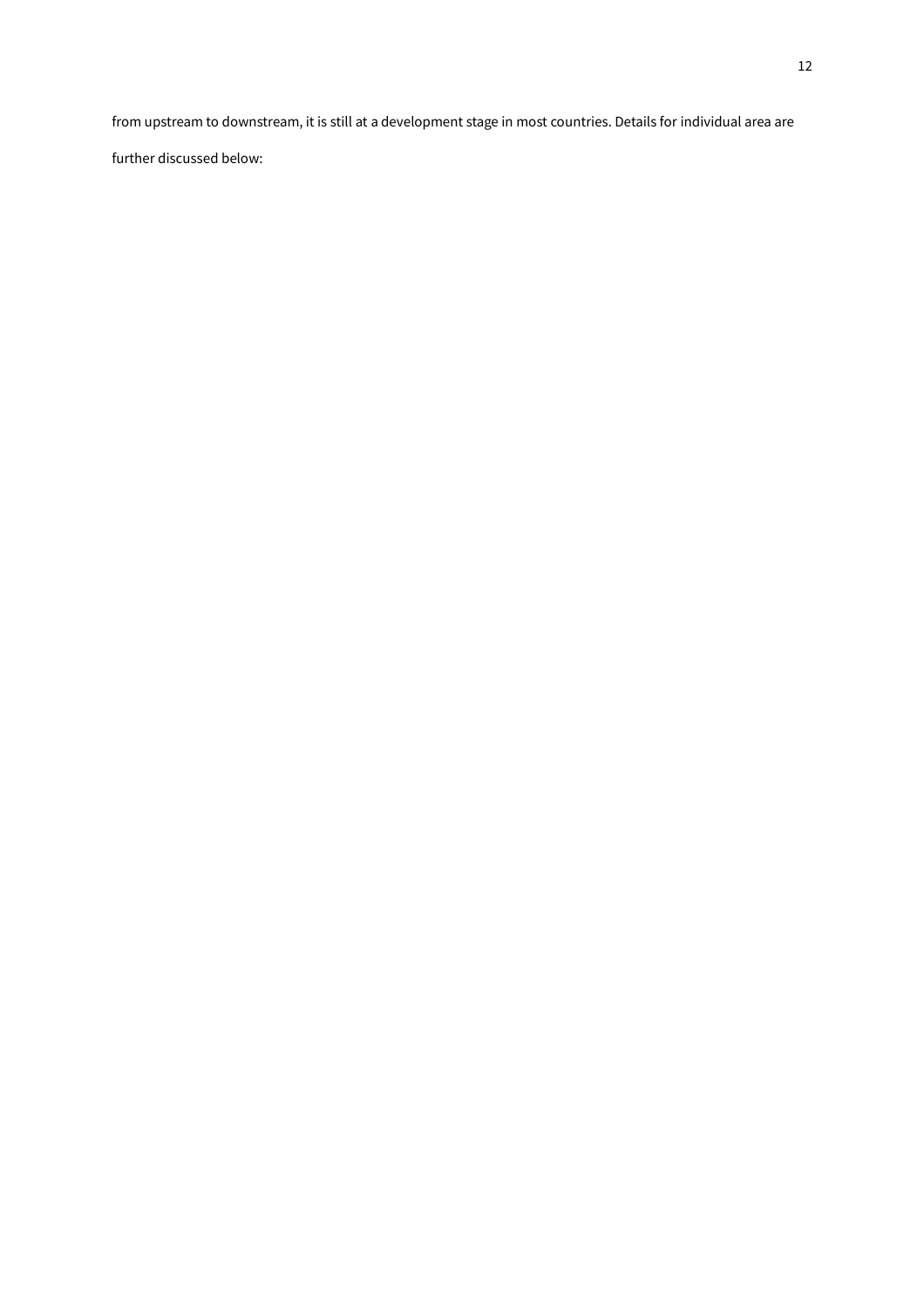from upstream to downstream, it is still at a development stage in most countries. Details for individual area are further discussed below: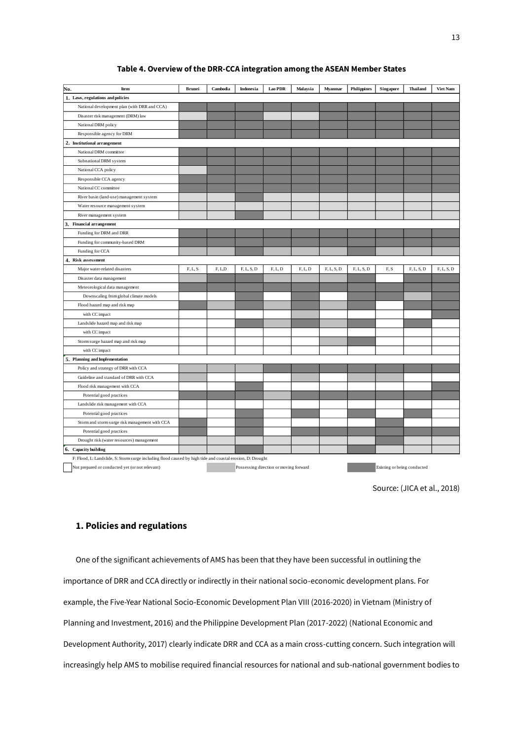**Table 4. Overview of the DRR-CCA integration among the ASEAN Member States**

| No. | Item | Brunei | Cambodia | Indonesia | Lao PDR | Malaysia | Myanmar | Philippines | Singapore | Thailand | Viet Nam |
|---|---|---|---|---|---|---|---|---|---|---|---|
| 1. | **Laws, regulations and policies** | | | | | | | | | | |
| | National development plan (with DRR and CCA) | ■ | ■ | ■ | ■ | ■ | ■ | ■ | ■ | ■ | ■ |
| | Disaster risk management (DRM) law | ▒ | ■ | ■ | ▒ | ▒ | ■ | ■ | ■ | ■ | ■ |
| | National DRM policy | ■ | ■ | ■ | ■ | ■ | ■ | ■ | ■ | ■ | ■ |
| | Responsible agency for DRM | ■ | ■ | ■ | ■ | ■ | ■ | ■ | ■ | ■ | ■ |
| 2. | **Institutional arrangement** | | | | | | | | | | |
| | National DRM committee | ■ | ■ | ■ | ■ | ■ | ■ | ■ | ■ | ■ | ■ |
| | Subnational DRM system | ■ | ■ | ■ | ■ | ■ | ■ | ■ | ■ | ■ | ■ |
| | National CCA policy | ▒ | ■ | ■ | ■ | ■ | ■ | ■ | ■ | ■ | ■ |
| | Responsible CCA agency | ■ | ■ | ■ | ■ | ■ | ■ | ■ | ■ | ■ | ■ |
| | National CC committee | ■ | ■ | ■ | ■ | ■ | ■ | ■ | ■ | ■ | ■ |
| | River basin (land-use) management system | ▒ | ▒ | ■ | ▒ | ▒ | ▒ | ▒ | ▒ | ▒ | ▒ |
| | Water resource management system | ▒ | ▒ | ▒ | ▒ | ▒ | ▒ | ▒ | ▒ | ▒ | ▒ |
| | River management system | ▒ | ▒ | ■ | ▒ | ▒ | ▒ | ▒ | ▒ | ▒ | ▒ |
| 3. | **Financial arrangement** | | | | | | | | | | |
| | Funding for DRM and DRR | ■ | ■ | ■ | ■ | ■ | ■ | ■ | ■ | ■ | ■ |
| | Funding for community-based DRM | ■ | ■ | ■ | ■ | ■ | ■ | ■ | ■ | ■ | ■ |
| | Funding for CCA | ▒ | ▒ | ■ | ▒ | ▒ | ▒ | ■ | ▒ | ▒ | ▒ |
| 4. | **Risk assessment** | | | | | | | | | | |
| | Major water-related disasters | F, L, S | F, L,D | F, L, S, D | F, L, D | F, L, D | F, L, S, D | F, L, S, D | F, S | F, L, S, D | F, L, S, D |
| | Disaster data management | ▒ | ■ | ■ | ■ | ▒ | ▒ | ■ | | ■ | ■ |
| | Meteorological data management | ■ | ■ | ■ | ■ | ■ | ■ | ■ | ■ | ■ | ■ |
| | Downscaling from global climate models | | | ■ | | ■ | | ■ | ■ | ▒ | ■ |
| | Flood hazard map and risk map | ■ | ▒ | ■ | ▒ | ■ | ▒ | ■ | | ■ | ■ |
| | with CC impact | | | | | ▒ | | | | | ■ |
| | Landslide hazard map and risk map | | | ■ | ▒ | ■ | ▒ | ■ | | ■ | |
| | with CC impact | | | | | | | | | | |
| | Storm surge hazard map and risk map | | | | | | ▒ | ■ | | | |
| | with CC impact | | | | | | | | | | |
| 5. | **Planning and Implementation** | | | | | | | | | | |
| | Policy and strategy of DRR with CCA | ▒ | ▒ | ▒ | ■ | ■ | ■ | ■ | ■ | ■ | ■ |
| | Guideline and standard of DRR with CCA | ▒ | | | | ▒ | | ▒ | ▒ | | |
| | Flood risk management with CCA | | | ■ | | | | | | | ■ |
| | Potential good practices | ■ | ■ | ■ | ▒ | ■ | ■ | ■ | ■ | ■ | ■ |
| | Landslide risk management with CCA | | | | | | | | | | |
| | Potential good practices | | | ■ | | ■ | | ■ | | ■ | |
| | Storm and storm surge risk management with CCA | ■ | | ■ | | | | | ■ | | |
| | Potential good practices | ■ | | ■ | | ■ | ■ | ■ | ■ | ■ | ■ |
| | Drought risk (water resources) management | ▒ | ▒ | ▒ | ▒ | ▒ | ▒ | ▒ | ■ | ▒ | ▒ |
| 6. | **Capacity building** | ▒ | ▒ | ■ | ▒ | ▒ | ▒ | ■ | ▒ | ▒ | ▒ |

F: Flood, L: Landslide, S: Storm surge including flood caused by high tide and coastal erosion, D: Drought

(blank) Not prepared or conducted yet (or not relevant) | ▒ Possessing direction or moving forward | ■ Existing or being conducted

Source: (JICA et al., 2018)

## 1. Policies and regulations

One of the significant achievements of AMS has been that they have been successful in outlining the importance of DRR and CCA directly or indirectly in their national socio-economic development plans. For example, the Five-Year National Socio-Economic Development Plan VIII (2016-2020) in Vietnam (Ministry of Planning and Investment, 2016) and the Philippine Development Plan (2017-2022) (National Economic and Development Authority, 2017) clearly indicate DRR and CCA as a main cross-cutting concern. Such integration will increasingly help AMS to mobilise required financial resources for national and sub-national government bodies to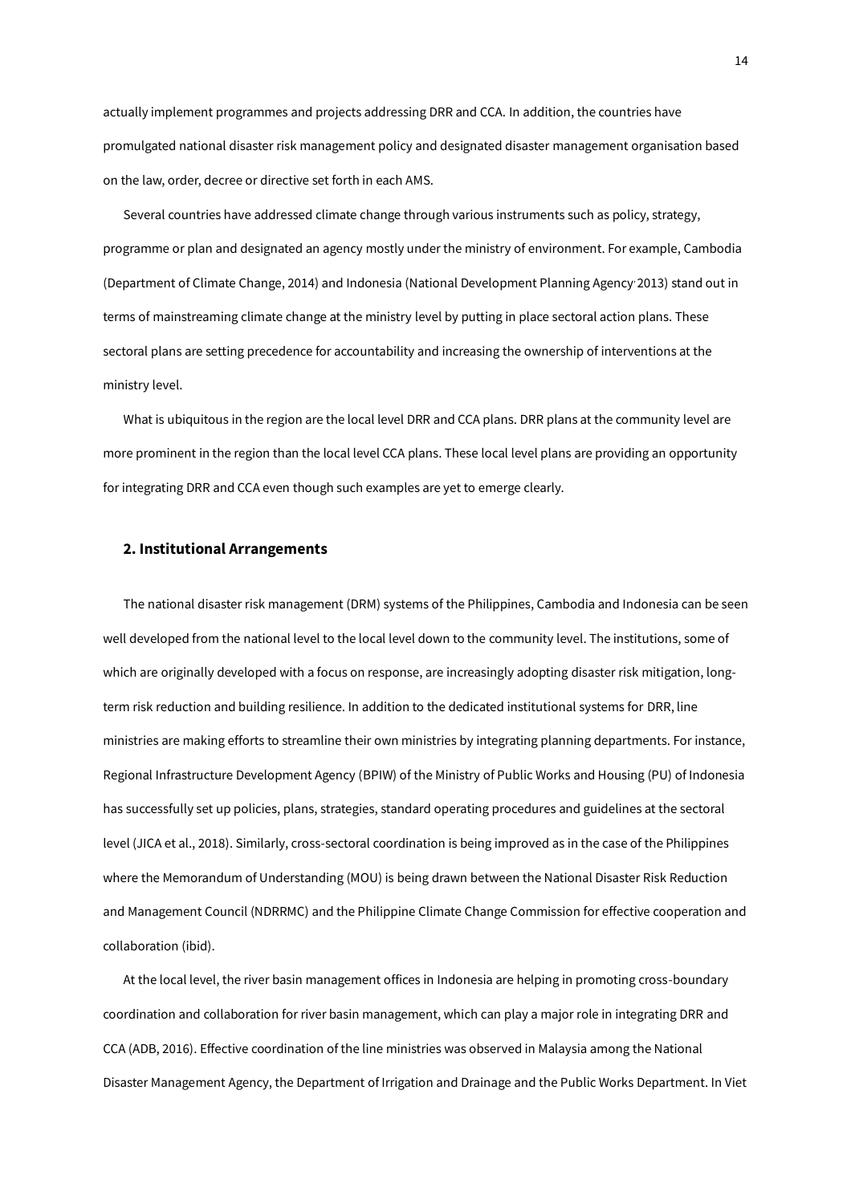actually implement programmes and projects addressing DRR and CCA. In addition, the countries have promulgated national disaster risk management policy and designated disaster management organisation based on the law, order, decree or directive set forth in each AMS.

Several countries have addressed climate change through various instruments such as policy, strategy, programme or plan and designated an agency mostly under the ministry of environment. For example, Cambodia (Department of Climate Change, 2014) and Indonesia (National Development Planning Agency, 2013) stand out in terms of mainstreaming climate change at the ministry level by putting in place sectoral action plans. These sectoral plans are setting precedence for accountability and increasing the ownership of interventions at the ministry level.

What is ubiquitous in the region are the local level DRR and CCA plans. DRR plans at the community level are more prominent in the region than the local level CCA plans. These local level plans are providing an opportunity for integrating DRR and CCA even though such examples are yet to emerge clearly.

## 2. Institutional Arrangements

The national disaster risk management (DRM) systems of the Philippines, Cambodia and Indonesia can be seen well developed from the national level to the local level down to the community level. The institutions, some of which are originally developed with a focus on response, are increasingly adopting disaster risk mitigation, long-term risk reduction and building resilience. In addition to the dedicated institutional systems for DRR, line ministries are making efforts to streamline their own ministries by integrating planning departments. For instance, Regional Infrastructure Development Agency (BPIW) of the Ministry of Public Works and Housing (PU) of Indonesia has successfully set up policies, plans, strategies, standard operating procedures and guidelines at the sectoral level (JICA et al., 2018). Similarly, cross-sectoral coordination is being improved as in the case of the Philippines where the Memorandum of Understanding (MOU) is being drawn between the National Disaster Risk Reduction and Management Council (NDRRMC) and the Philippine Climate Change Commission for effective cooperation and collaboration (ibid).

At the local level, the river basin management offices in Indonesia are helping in promoting cross-boundary coordination and collaboration for river basin management, which can play a major role in integrating DRR and CCA (ADB, 2016). Effective coordination of the line ministries was observed in Malaysia among the National Disaster Management Agency, the Department of Irrigation and Drainage and the Public Works Department. In Viet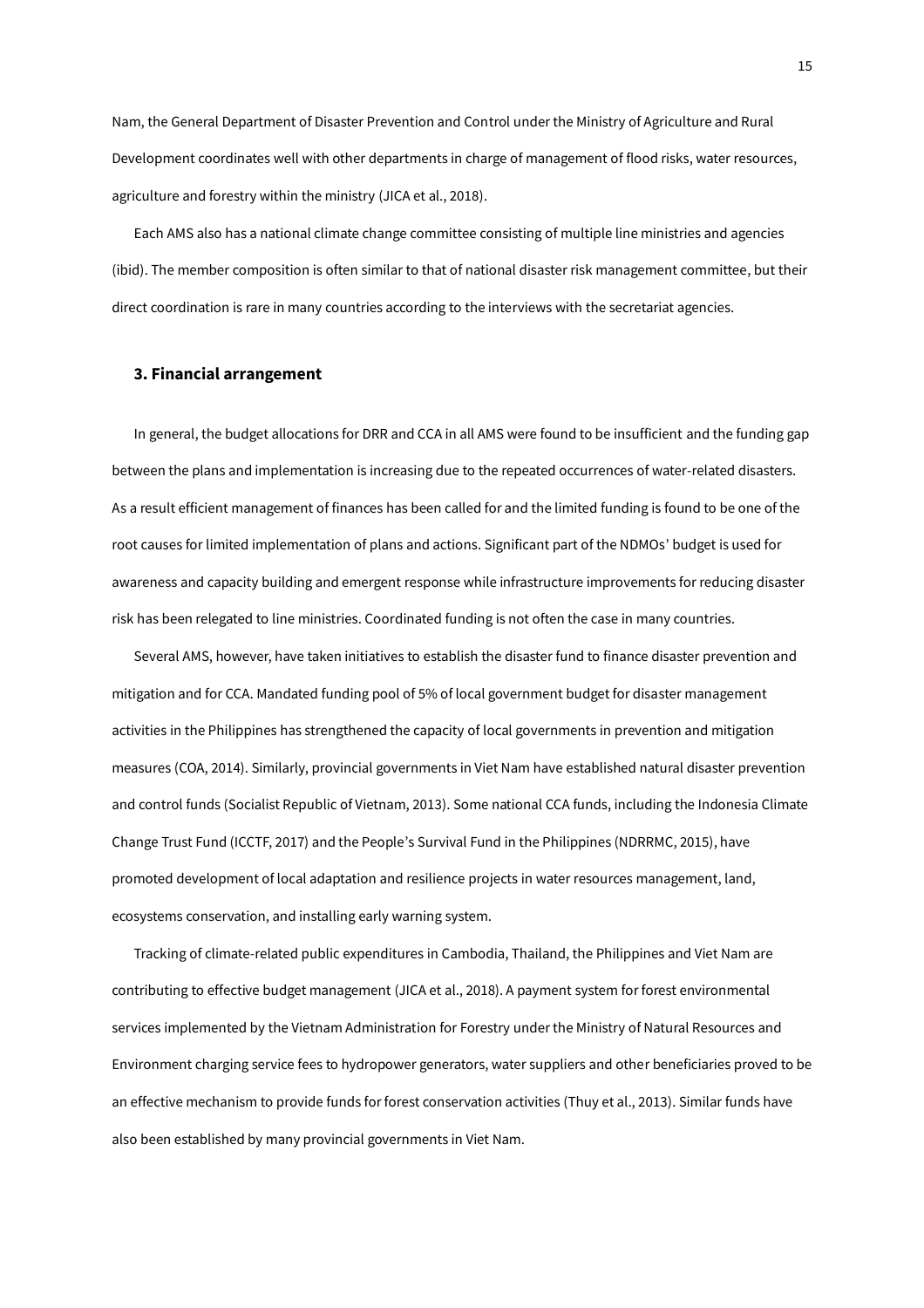Nam, the General Department of Disaster Prevention and Control under the Ministry of Agriculture and Rural Development coordinates well with other departments in charge of management of flood risks, water resources, agriculture and forestry within the ministry (JICA et al., 2018).

Each AMS also has a national climate change committee consisting of multiple line ministries and agencies (ibid). The member composition is often similar to that of national disaster risk management committee, but their direct coordination is rare in many countries according to the interviews with the secretariat agencies.

## 3. Financial arrangement

In general, the budget allocations for DRR and CCA in all AMS were found to be insufficient and the funding gap between the plans and implementation is increasing due to the repeated occurrences of water-related disasters. As a result efficient management of finances has been called for and the limited funding is found to be one of the root causes for limited implementation of plans and actions. Significant part of the NDMOs' budget is used for awareness and capacity building and emergent response while infrastructure improvements for reducing disaster risk has been relegated to line ministries. Coordinated funding is not often the case in many countries.

Several AMS, however, have taken initiatives to establish the disaster fund to finance disaster prevention and mitigation and for CCA. Mandated funding pool of 5% of local government budget for disaster management activities in the Philippines has strengthened the capacity of local governments in prevention and mitigation measures (COA, 2014). Similarly, provincial governments in Viet Nam have established natural disaster prevention and control funds (Socialist Republic of Vietnam, 2013). Some national CCA funds, including the Indonesia Climate Change Trust Fund (ICCTF, 2017) and the People's Survival Fund in the Philippines (NDRRMC, 2015), have promoted development of local adaptation and resilience projects in water resources management, land, ecosystems conservation, and installing early warning system.

Tracking of climate-related public expenditures in Cambodia, Thailand, the Philippines and Viet Nam are contributing to effective budget management (JICA et al., 2018). A payment system for forest environmental services implemented by the Vietnam Administration for Forestry under the Ministry of Natural Resources and Environment charging service fees to hydropower generators, water suppliers and other beneficiaries proved to be an effective mechanism to provide funds for forest conservation activities (Thuy et al., 2013). Similar funds have also been established by many provincial governments in Viet Nam.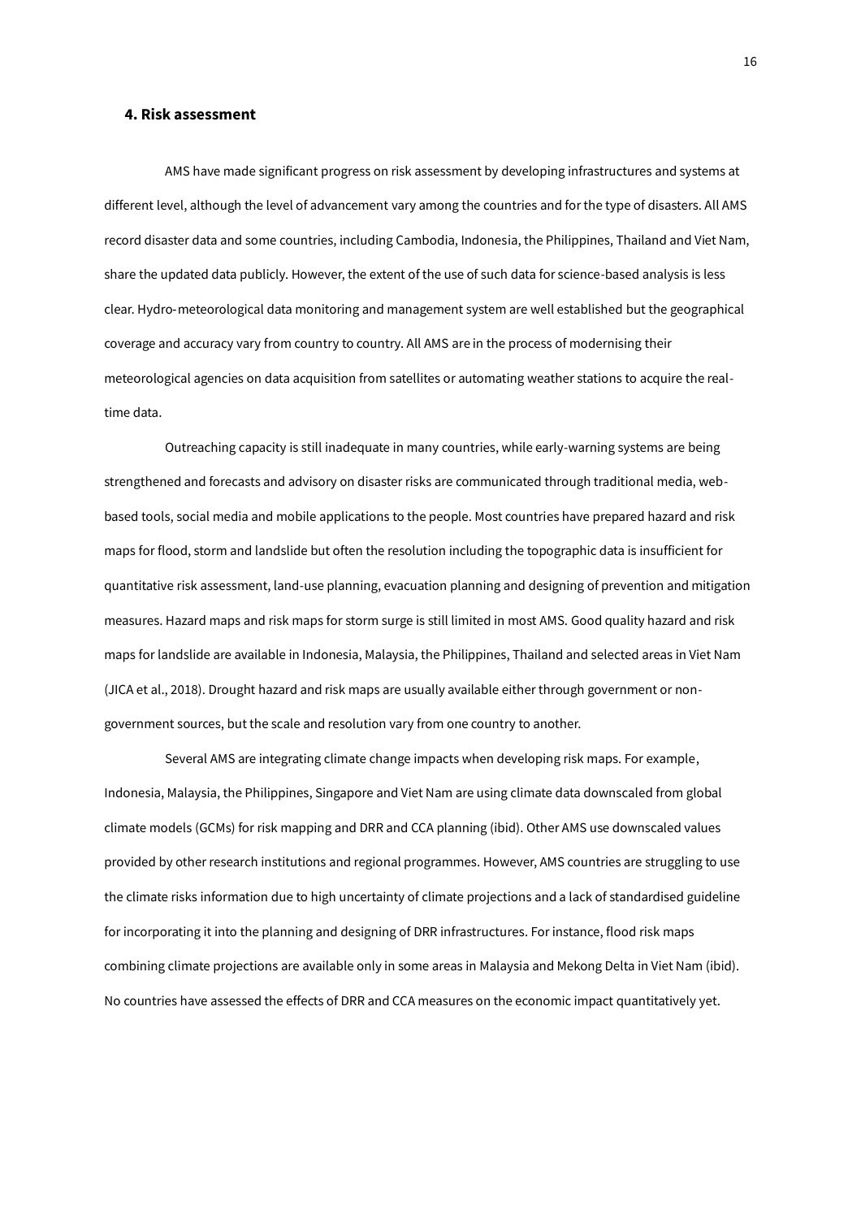## 4. Risk assessment

AMS have made significant progress on risk assessment by developing infrastructures and systems at different level, although the level of advancement vary among the countries and for the type of disasters. All AMS record disaster data and some countries, including Cambodia, Indonesia, the Philippines, Thailand and Viet Nam, share the updated data publicly. However, the extent of the use of such data for science-based analysis is less clear. Hydro-meteorological data monitoring and management system are well established but the geographical coverage and accuracy vary from country to country. All AMS are in the process of modernising their meteorological agencies on data acquisition from satellites or automating weather stations to acquire the real-time data.

Outreaching capacity is still inadequate in many countries, while early-warning systems are being strengthened and forecasts and advisory on disaster risks are communicated through traditional media, web-based tools, social media and mobile applications to the people. Most countries have prepared hazard and risk maps for flood, storm and landslide but often the resolution including the topographic data is insufficient for quantitative risk assessment, land-use planning, evacuation planning and designing of prevention and mitigation measures. Hazard maps and risk maps for storm surge is still limited in most AMS. Good quality hazard and risk maps for landslide are available in Indonesia, Malaysia, the Philippines, Thailand and selected areas in Viet Nam (JICA et al., 2018). Drought hazard and risk maps are usually available either through government or non-government sources, but the scale and resolution vary from one country to another.

Several AMS are integrating climate change impacts when developing risk maps. For example, Indonesia, Malaysia, the Philippines, Singapore and Viet Nam are using climate data downscaled from global climate models (GCMs) for risk mapping and DRR and CCA planning (ibid). Other AMS use downscaled values provided by other research institutions and regional programmes. However, AMS countries are struggling to use the climate risks information due to high uncertainty of climate projections and a lack of standardised guideline for incorporating it into the planning and designing of DRR infrastructures. For instance, flood risk maps combining climate projections are available only in some areas in Malaysia and Mekong Delta in Viet Nam (ibid). No countries have assessed the effects of DRR and CCA measures on the economic impact quantitatively yet.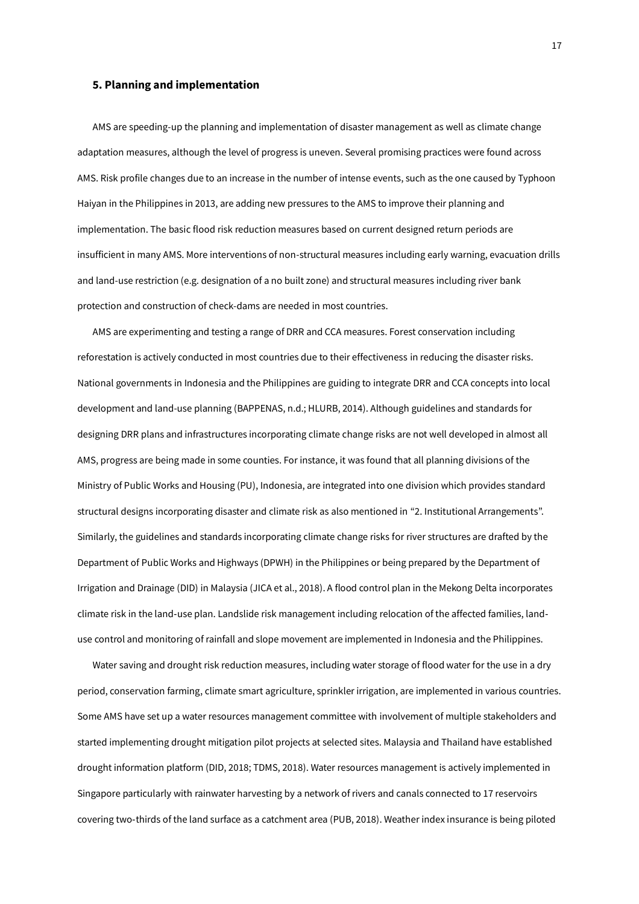## 5. Planning and implementation

AMS are speeding-up the planning and implementation of disaster management as well as climate change adaptation measures, although the level of progress is uneven. Several promising practices were found across AMS. Risk profile changes due to an increase in the number of intense events, such as the one caused by Typhoon Haiyan in the Philippines in 2013, are adding new pressures to the AMS to improve their planning and implementation. The basic flood risk reduction measures based on current designed return periods are insufficient in many AMS. More interventions of non-structural measures including early warning, evacuation drills and land-use restriction (e.g. designation of a no built zone) and structural measures including river bank protection and construction of check-dams are needed in most countries.

AMS are experimenting and testing a range of DRR and CCA measures. Forest conservation including reforestation is actively conducted in most countries due to their effectiveness in reducing the disaster risks. National governments in Indonesia and the Philippines are guiding to integrate DRR and CCA concepts into local development and land-use planning (BAPPENAS, n.d.; HLURB, 2014). Although guidelines and standards for designing DRR plans and infrastructures incorporating climate change risks are not well developed in almost all AMS, progress are being made in some counties. For instance, it was found that all planning divisions of the Ministry of Public Works and Housing (PU), Indonesia, are integrated into one division which provides standard structural designs incorporating disaster and climate risk as also mentioned in "2. Institutional Arrangements". Similarly, the guidelines and standards incorporating climate change risks for river structures are drafted by the Department of Public Works and Highways (DPWH) in the Philippines or being prepared by the Department of Irrigation and Drainage (DID) in Malaysia (JICA et al., 2018). A flood control plan in the Mekong Delta incorporates climate risk in the land-use plan. Landslide risk management including relocation of the affected families, land-use control and monitoring of rainfall and slope movement are implemented in Indonesia and the Philippines.

Water saving and drought risk reduction measures, including water storage of flood water for the use in a dry period, conservation farming, climate smart agriculture, sprinkler irrigation, are implemented in various countries. Some AMS have set up a water resources management committee with involvement of multiple stakeholders and started implementing drought mitigation pilot projects at selected sites. Malaysia and Thailand have established drought information platform (DID, 2018; TDMS, 2018). Water resources management is actively implemented in Singapore particularly with rainwater harvesting by a network of rivers and canals connected to 17 reservoirs covering two-thirds of the land surface as a catchment area (PUB, 2018). Weather index insurance is being piloted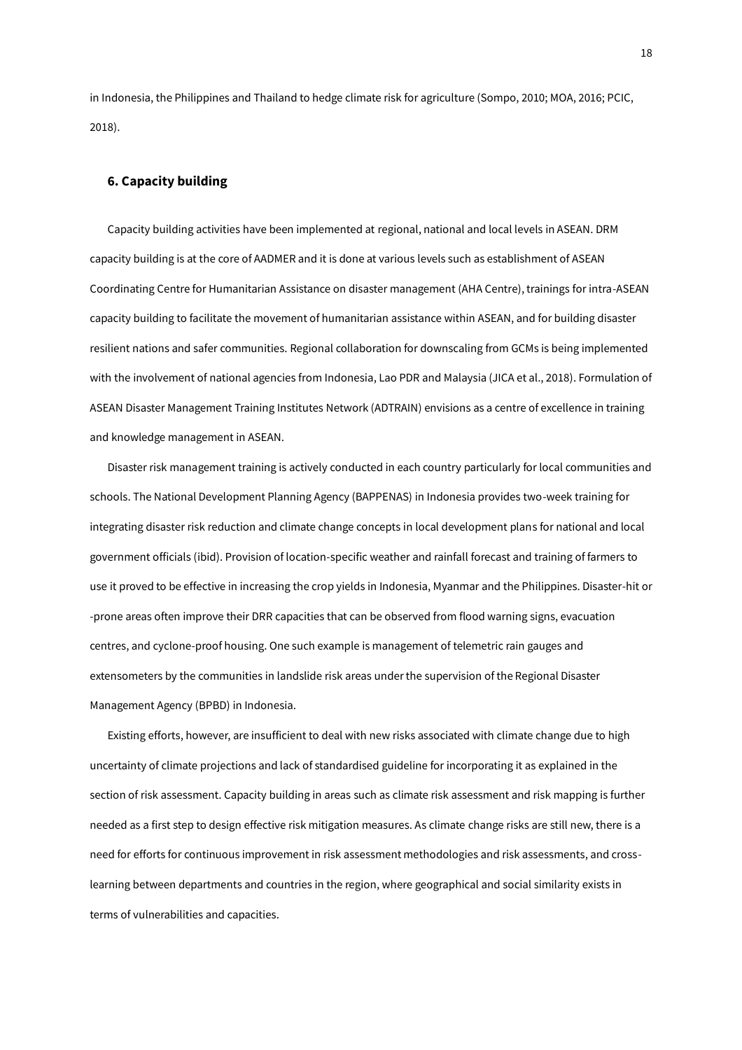in Indonesia, the Philippines and Thailand to hedge climate risk for agriculture (Sompo, 2010; MOA, 2016; PCIC, 2018).

### 6. Capacity building

Capacity building activities have been implemented at regional, national and local levels in ASEAN. DRM capacity building is at the core of AADMER and it is done at various levels such as establishment of ASEAN Coordinating Centre for Humanitarian Assistance on disaster management (AHA Centre), trainings for intra-ASEAN capacity building to facilitate the movement of humanitarian assistance within ASEAN, and for building disaster resilient nations and safer communities. Regional collaboration for downscaling from GCMs is being implemented with the involvement of national agencies from Indonesia, Lao PDR and Malaysia (JICA et al., 2018). Formulation of ASEAN Disaster Management Training Institutes Network (ADTRAIN) envisions as a centre of excellence in training and knowledge management in ASEAN.

Disaster risk management training is actively conducted in each country particularly for local communities and schools. The National Development Planning Agency (BAPPENAS) in Indonesia provides two-week training for integrating disaster risk reduction and climate change concepts in local development plans for national and local government officials (ibid). Provision of location-specific weather and rainfall forecast and training of farmers to use it proved to be effective in increasing the crop yields in Indonesia, Myanmar and the Philippines. Disaster-hit or -prone areas often improve their DRR capacities that can be observed from flood warning signs, evacuation centres, and cyclone-proof housing. One such example is management of telemetric rain gauges and extensometers by the communities in landslide risk areas under the supervision of the Regional Disaster Management Agency (BPBD) in Indonesia.

Existing efforts, however, are insufficient to deal with new risks associated with climate change due to high uncertainty of climate projections and lack of standardised guideline for incorporating it as explained in the section of risk assessment. Capacity building in areas such as climate risk assessment and risk mapping is further needed as a first step to design effective risk mitigation measures. As climate change risks are still new, there is a need for efforts for continuous improvement in risk assessment methodologies and risk assessments, and cross-learning between departments and countries in the region, where geographical and social similarity exists in terms of vulnerabilities and capacities.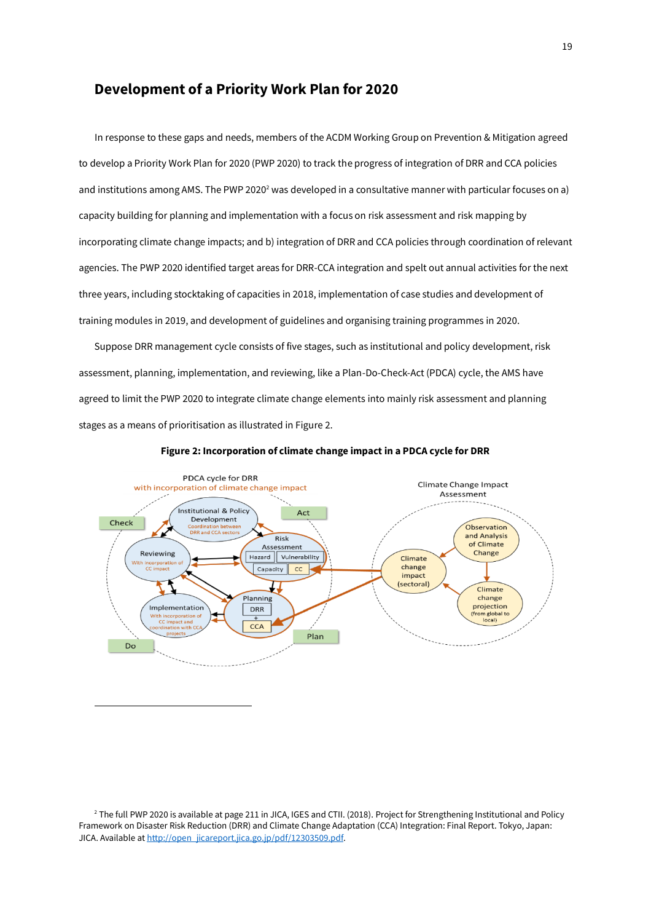## Development of a Priority Work Plan for 2020

In response to these gaps and needs, members of the ACDM Working Group on Prevention & Mitigation agreed to develop a Priority Work Plan for 2020 (PWP 2020) to track the progress of integration of DRR and CCA policies and institutions among AMS. The PWP 2020[2] was developed in a consultative manner with particular focuses on a) capacity building for planning and implementation with a focus on risk assessment and risk mapping by incorporating climate change impacts; and b) integration of DRR and CCA policies through coordination of relevant agencies. The PWP 2020 identified target areas for DRR-CCA integration and spelt out annual activities for the next three years, including stocktaking of capacities in 2018, implementation of case studies and development of training modules in 2019, and development of guidelines and organising training programmes in 2020.

Suppose DRR management cycle consists of five stages, such as institutional and policy development, risk assessment, planning, implementation, and reviewing, like a Plan-Do-Check-Act (PDCA) cycle, the AMS have agreed to limit the PWP 2020 to integrate climate change elements into mainly risk assessment and planning stages as a means of prioritisation as illustrated in Figure 2.

**Figure 2: Incorporation of climate change impact in a PDCA cycle for DRR**

---

[2] The full PWP 2020 is available at page 211 in JICA, IGES and CTII. (2018). Project for Strengthening Institutional and Policy Framework on Disaster Risk Reduction (DRR) and Climate Change Adaptation (CCA) Integration: Final Report. Tokyo, Japan: JICA. Available at http://open_jicareport.jica.go.jp/pdf/12303509.pdf.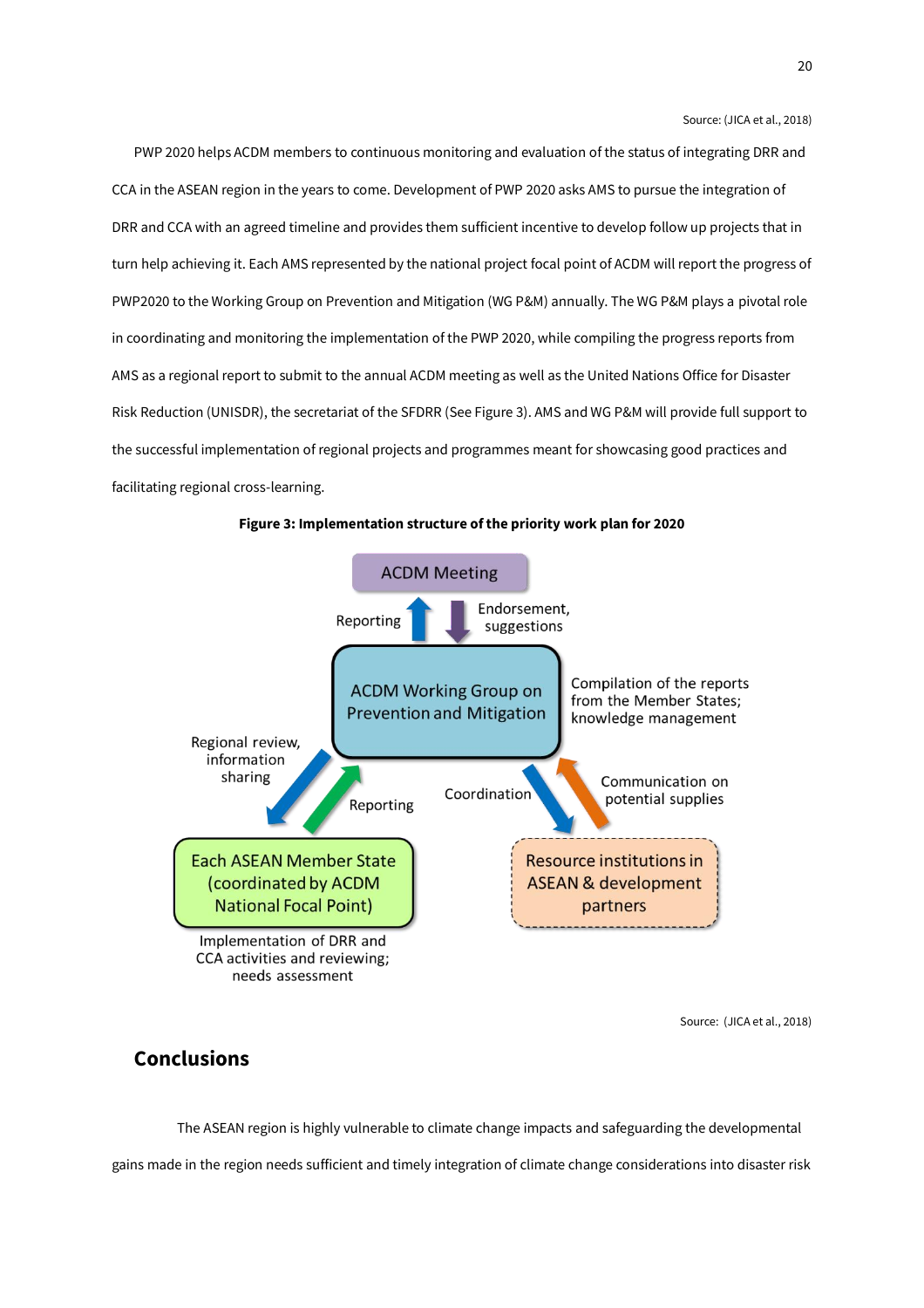Source: (JICA et al., 2018)

PWP 2020 helps ACDM members to continuous monitoring and evaluation of the status of integrating DRR and CCA in the ASEAN region in the years to come. Development of PWP 2020 asks AMS to pursue the integration of DRR and CCA with an agreed timeline and provides them sufficient incentive to develop follow up projects that in turn help achieving it. Each AMS represented by the national project focal point of ACDM will report the progress of PWP2020 to the Working Group on Prevention and Mitigation (WG P&M) annually. The WG P&M plays a pivotal role in coordinating and monitoring the implementation of the PWP 2020, while compiling the progress reports from AMS as a regional report to submit to the annual ACDM meeting as well as the United Nations Office for Disaster Risk Reduction (UNISDR), the secretariat of the SFDRR (See Figure 3). AMS and WG P&M will provide full support to the successful implementation of regional projects and programmes meant for showcasing good practices and facilitating regional cross-learning.

**Figure 3: Implementation structure of the priority work plan for 2020**

ACDM Meeting

Reporting | Endorsement, suggestions

ACDM Working Group on Prevention and Mitigation

Compilation of the reports from the Member States; knowledge management

Regional review, information sharing | Reporting

Coordination | Communication on potential supplies

Each ASEAN Member State (coordinated by ACDM National Focal Point)

Implementation of DRR and CCA activities and reviewing; needs assessment

Resource institutions in ASEAN & development partners

Source: (JICA et al., 2018)

## Conclusions

The ASEAN region is highly vulnerable to climate change impacts and safeguarding the developmental gains made in the region needs sufficient and timely integration of climate change considerations into disaster risk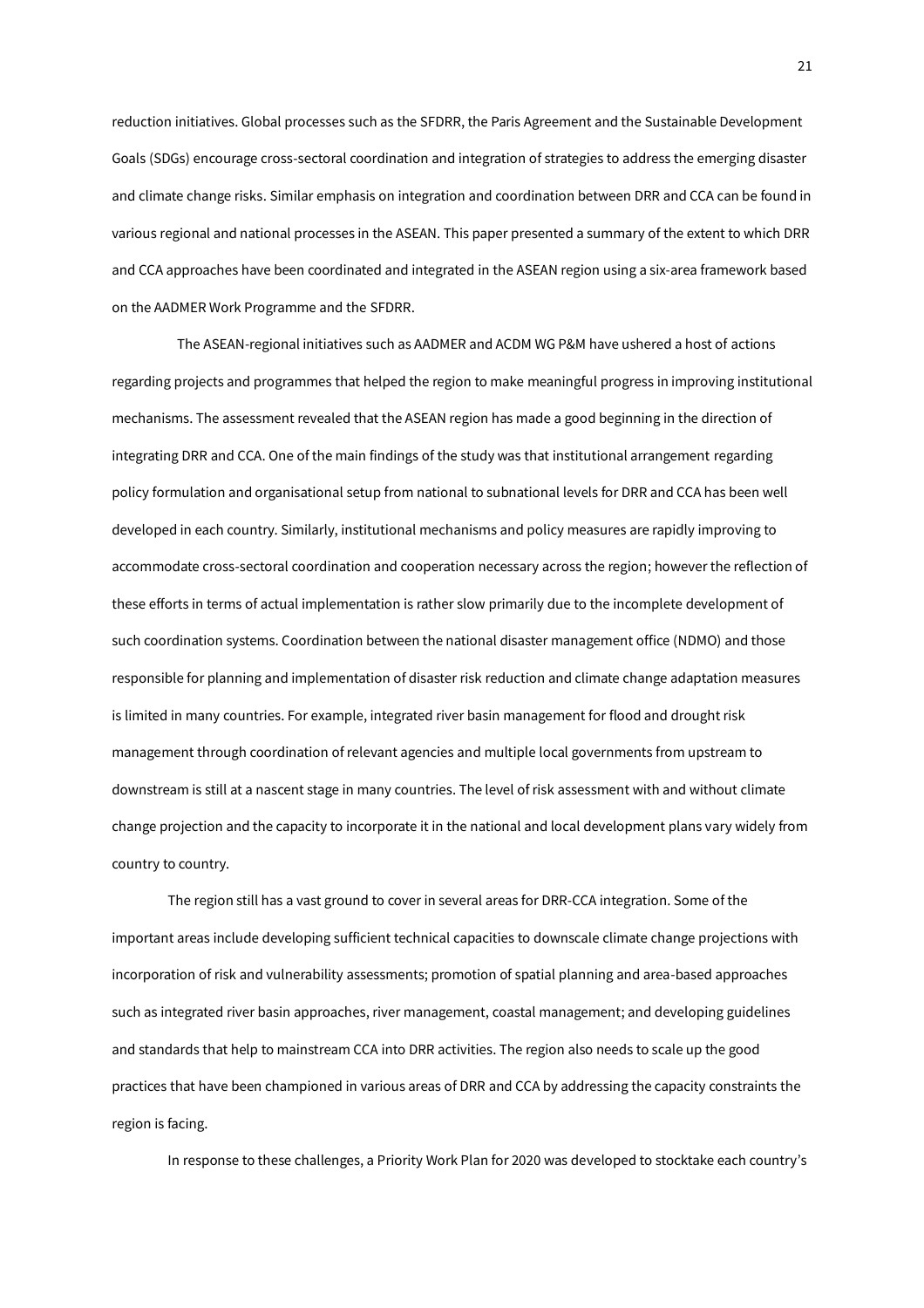reduction initiatives. Global processes such as the SFDRR, the Paris Agreement and the Sustainable Development Goals (SDGs) encourage cross-sectoral coordination and integration of strategies to address the emerging disaster and climate change risks. Similar emphasis on integration and coordination between DRR and CCA can be found in various regional and national processes in the ASEAN. This paper presented a summary of the extent to which DRR and CCA approaches have been coordinated and integrated in the ASEAN region using a six-area framework based on the AADMER Work Programme and the SFDRR.

The ASEAN-regional initiatives such as AADMER and ACDM WG P&M have ushered a host of actions regarding projects and programmes that helped the region to make meaningful progress in improving institutional mechanisms. The assessment revealed that the ASEAN region has made a good beginning in the direction of integrating DRR and CCA. One of the main findings of the study was that institutional arrangement regarding policy formulation and organisational setup from national to subnational levels for DRR and CCA has been well developed in each country. Similarly, institutional mechanisms and policy measures are rapidly improving to accommodate cross-sectoral coordination and cooperation necessary across the region; however the reflection of these efforts in terms of actual implementation is rather slow primarily due to the incomplete development of such coordination systems. Coordination between the national disaster management office (NDMO) and those responsible for planning and implementation of disaster risk reduction and climate change adaptation measures is limited in many countries. For example, integrated river basin management for flood and drought risk management through coordination of relevant agencies and multiple local governments from upstream to downstream is still at a nascent stage in many countries. The level of risk assessment with and without climate change projection and the capacity to incorporate it in the national and local development plans vary widely from country to country.

The region still has a vast ground to cover in several areas for DRR-CCA integration. Some of the important areas include developing sufficient technical capacities to downscale climate change projections with incorporation of risk and vulnerability assessments; promotion of spatial planning and area-based approaches such as integrated river basin approaches, river management, coastal management; and developing guidelines and standards that help to mainstream CCA into DRR activities. The region also needs to scale up the good practices that have been championed in various areas of DRR and CCA by addressing the capacity constraints the region is facing.

In response to these challenges, a Priority Work Plan for 2020 was developed to stocktake each country's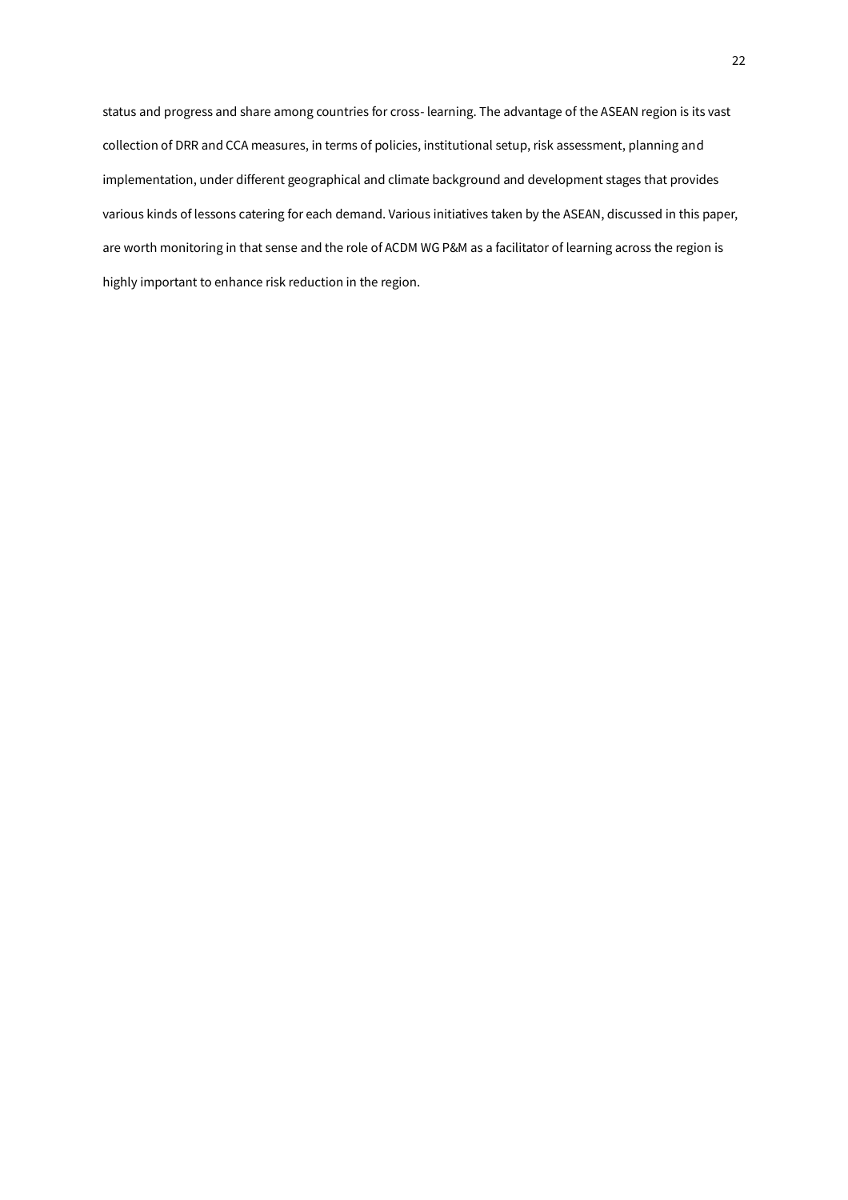status and progress and share among countries for cross- learning. The advantage of the ASEAN region is its vast collection of DRR and CCA measures, in terms of policies, institutional setup, risk assessment, planning and implementation, under different geographical and climate background and development stages that provides various kinds of lessons catering for each demand. Various initiatives taken by the ASEAN, discussed in this paper, are worth monitoring in that sense and the role of ACDM WG P&M as a facilitator of learning across the region is highly important to enhance risk reduction in the region.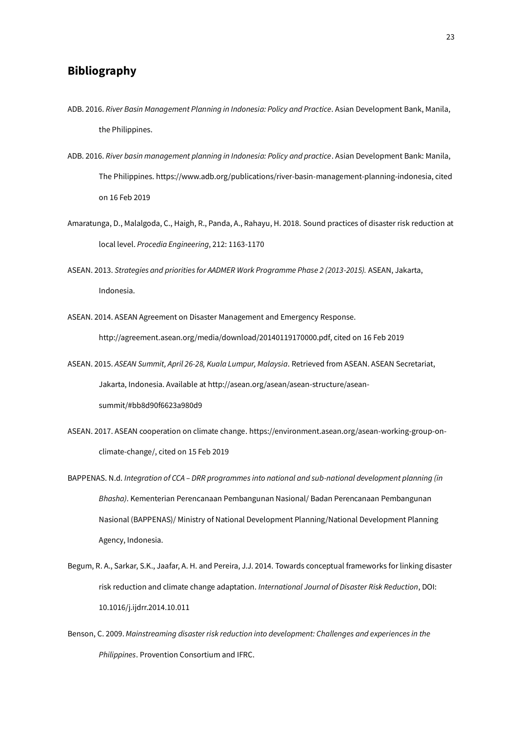## Bibliography

ADB. 2016. *River Basin Management Planning in Indonesia: Policy and Practice*. Asian Development Bank, Manila, the Philippines.

ADB. 2016. *River basin management planning in Indonesia: Policy and practice*. Asian Development Bank: Manila, The Philippines. https://www.adb.org/publications/river-basin-management-planning-indonesia, cited on 16 Feb 2019

Amaratunga, D., Malalgoda, C., Haigh, R., Panda, A., Rahayu, H. 2018. Sound practices of disaster risk reduction at local level. *Procedia Engineering*, 212: 1163-1170

ASEAN. 2013. *Strategies and priorities for AADMER Work Programme Phase 2 (2013-2015).* ASEAN, Jakarta, Indonesia.

ASEAN. 2014. ASEAN Agreement on Disaster Management and Emergency Response. http://agreement.asean.org/media/download/20140119170000.pdf, cited on 16 Feb 2019

ASEAN. 2015. *ASEAN Summit, April 26-28, Kuala Lumpur, Malaysia*. Retrieved from ASEAN. ASEAN Secretariat, Jakarta, Indonesia. Available at http://asean.org/asean/asean-structure/asean-summit/#bb8d90f6623a980d9

ASEAN. 2017. ASEAN cooperation on climate change. https://environment.asean.org/asean-working-group-on-climate-change/, cited on 15 Feb 2019

BAPPENAS. N.d. *Integration of CCA – DRR programmes into national and sub-national development planning (in Bhasha)*. Kementerian Perencanaan Pembangunan Nasional/ Badan Perencanaan Pembangunan Nasional (BAPPENAS)/ Ministry of National Development Planning/National Development Planning Agency, Indonesia.

Begum, R. A., Sarkar, S.K., Jaafar, A. H. and Pereira, J.J. 2014. Towards conceptual frameworks for linking disaster risk reduction and climate change adaptation. *International Journal of Disaster Risk Reduction*, DOI: 10.1016/j.ijdrr.2014.10.011

Benson, C. 2009. *Mainstreaming disaster risk reduction into development: Challenges and experiences in the Philippines*. Provention Consortium and IFRC.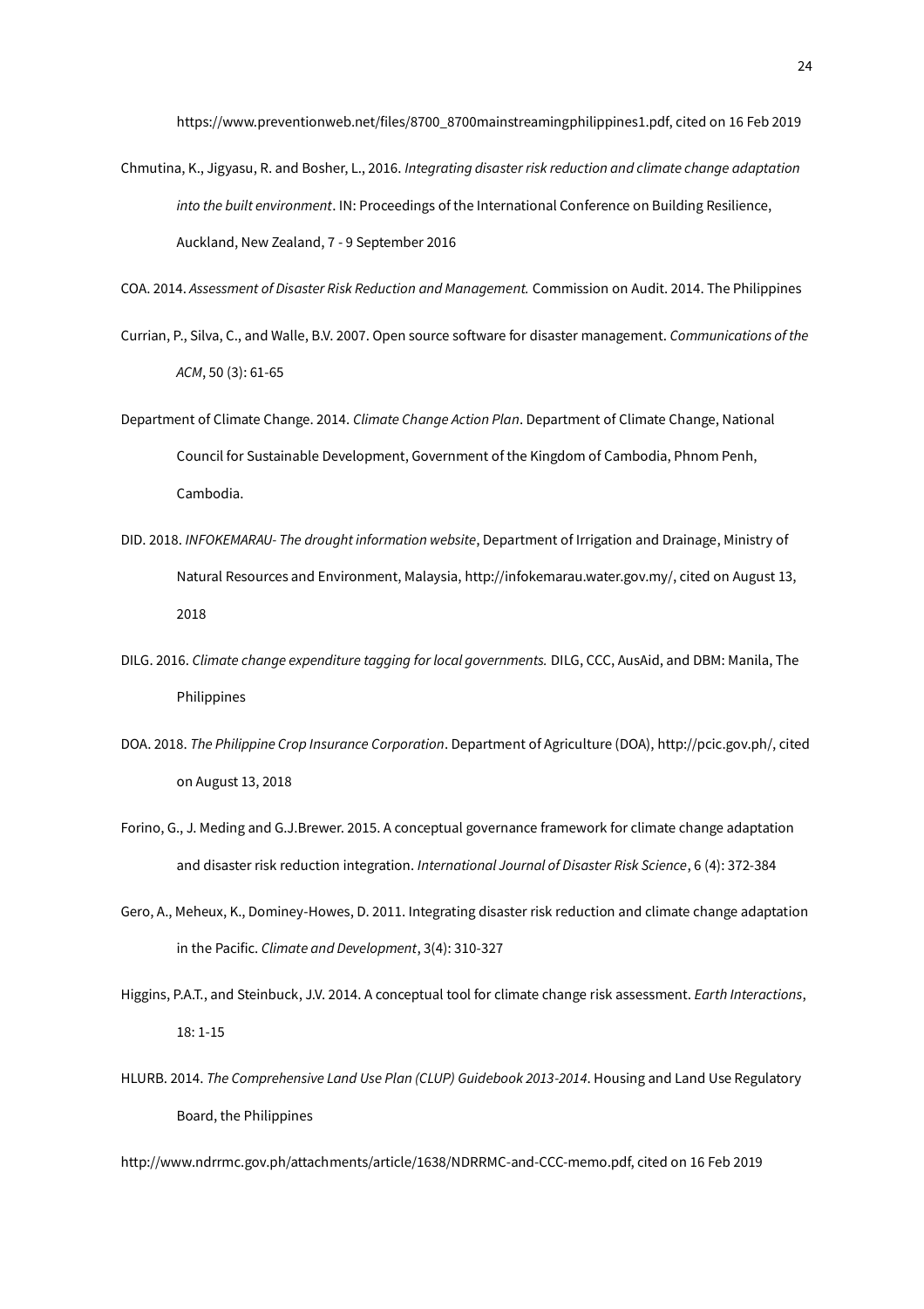https://www.preventionweb.net/files/8700_8700mainstreamingphilippines1.pdf, cited on 16 Feb 2019

Chmutina, K., Jigyasu, R. and Bosher, L., 2016. *Integrating disaster risk reduction and climate change adaptation into the built environment*. IN: Proceedings of the International Conference on Building Resilience, Auckland, New Zealand, 7 - 9 September 2016

COA. 2014. *Assessment of Disaster Risk Reduction and Management.* Commission on Audit. 2014. The Philippines

Currian, P., Silva, C., and Walle, B.V. 2007. Open source software for disaster management. *Communications of the ACM*, 50 (3): 61-65

Department of Climate Change. 2014. *Climate Change Action Plan*. Department of Climate Change, National Council for Sustainable Development, Government of the Kingdom of Cambodia, Phnom Penh, Cambodia.

DID. 2018. *INFOKEMARAU- The drought information website*, Department of Irrigation and Drainage, Ministry of Natural Resources and Environment, Malaysia, http://infokemarau.water.gov.my/, cited on August 13, 2018

DILG. 2016. *Climate change expenditure tagging for local governments.* DILG, CCC, AusAid, and DBM: Manila, The Philippines

DOA. 2018. *The Philippine Crop Insurance Corporation*. Department of Agriculture (DOA), http://pcic.gov.ph/, cited on August 13, 2018

Forino, G., J. Meding and G.J.Brewer. 2015. A conceptual governance framework for climate change adaptation and disaster risk reduction integration. *International Journal of Disaster Risk Science*, 6 (4): 372-384

Gero, A., Meheux, K., Dominey-Howes, D. 2011. Integrating disaster risk reduction and climate change adaptation in the Pacific. *Climate and Development*, 3(4): 310-327

Higgins, P.A.T., and Steinbuck, J.V. 2014. A conceptual tool for climate change risk assessment. *Earth Interactions*, 18: 1-15

HLURB. 2014. *The Comprehensive Land Use Plan (CLUP) Guidebook 2013-2014*. Housing and Land Use Regulatory Board, the Philippines

http://www.ndrrmc.gov.ph/attachments/article/1638/NDRRMC-and-CCC-memo.pdf, cited on 16 Feb 2019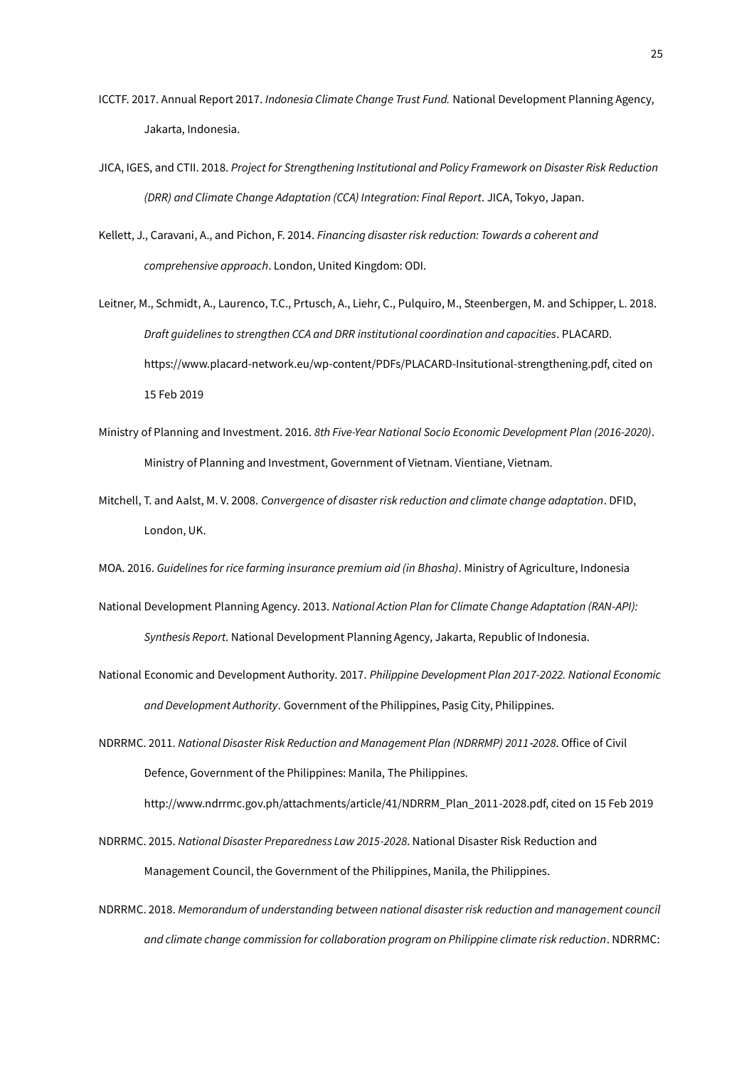ICCTF. 2017. Annual Report 2017. *Indonesia Climate Change Trust Fund.* National Development Planning Agency, Jakarta, Indonesia.

JICA, IGES, and CTII. 2018. *Project for Strengthening Institutional and Policy Framework on Disaster Risk Reduction (DRR) and Climate Change Adaptation (CCA) Integration: Final Report*. JICA, Tokyo, Japan.

Kellett, J., Caravani, A., and Pichon, F. 2014. *Financing disaster risk reduction: Towards a coherent and comprehensive approach*. London, United Kingdom: ODI.

Leitner, M., Schmidt, A., Laurenco, T.C., Prtusch, A., Liehr, C., Pulquiro, M., Steenbergen, M. and Schipper, L. 2018. *Draft guidelines to strengthen CCA and DRR institutional coordination and capacities*. PLACARD. https://www.placard-network.eu/wp-content/PDFs/PLACARD-Insitutional-strengthening.pdf, cited on 15 Feb 2019

Ministry of Planning and Investment. 2016. *8th Five-Year National Socio Economic Development Plan (2016-2020)*. Ministry of Planning and Investment, Government of Vietnam. Vientiane, Vietnam.

Mitchell, T. and Aalst, M. V. 2008. *Convergence of disaster risk reduction and climate change adaptation*. DFID, London, UK.

MOA. 2016. *Guidelines for rice farming insurance premium aid (in Bhasha)*. Ministry of Agriculture, Indonesia

National Development Planning Agency. 2013. *National Action Plan for Climate Change Adaptation (RAN-API): Synthesis Report.* National Development Planning Agency, Jakarta, Republic of Indonesia.

National Economic and Development Authority. 2017. *Philippine Development Plan 2017-2022. National Economic and Development Authority*. Government of the Philippines, Pasig City, Philippines.

NDRRMC. 2011. *National Disaster Risk Reduction and Management Plan (NDRRMP) 2011-2028.* Office of Civil Defence, Government of the Philippines: Manila, The Philippines. http://www.ndrrmc.gov.ph/attachments/article/41/NDRRM_Plan_2011-2028.pdf, cited on 15 Feb 2019

NDRRMC. 2015. *National Disaster Preparedness Law 2015-2028.* National Disaster Risk Reduction and Management Council, the Government of the Philippines, Manila, the Philippines.

NDRRMC. 2018. *Memorandum of understanding between national disaster risk reduction and management council and climate change commission for collaboration program on Philippine climate risk reduction*. NDRRMC: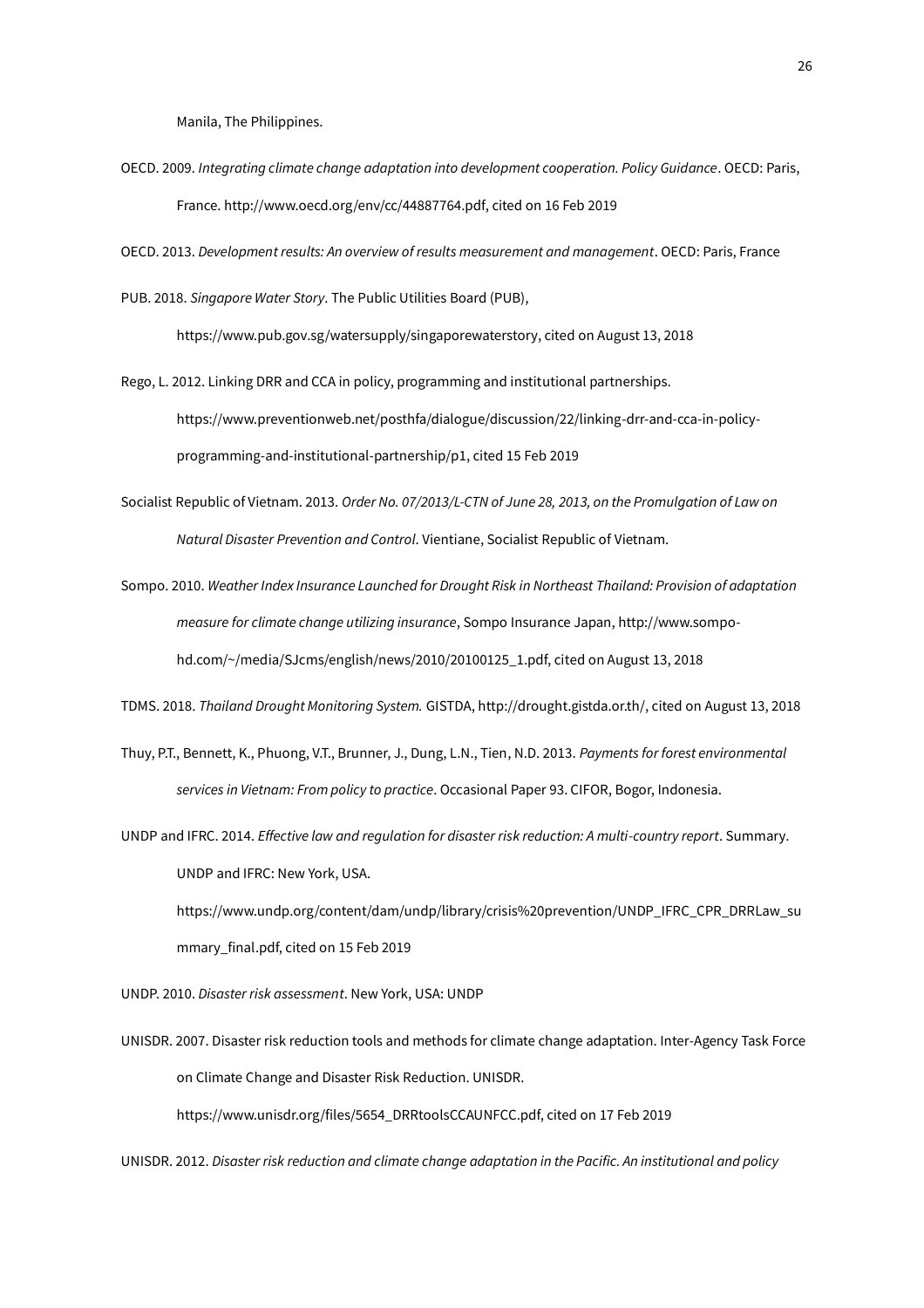Manila, The Philippines.

OECD. 2009. *Integrating climate change adaptation into development cooperation. Policy Guidance*. OECD: Paris, France. http://www.oecd.org/env/cc/44887764.pdf, cited on 16 Feb 2019

OECD. 2013. *Development results: An overview of results measurement and management*. OECD: Paris, France

PUB. 2018. *Singapore Water Story*. The Public Utilities Board (PUB), https://www.pub.gov.sg/watersupply/singaporewaterstory, cited on August 13, 2018

Rego, L. 2012. Linking DRR and CCA in policy, programming and institutional partnerships. https://www.preventionweb.net/posthfa/dialogue/discussion/22/linking-drr-and-cca-in-policy-programming-and-institutional-partnership/p1, cited 15 Feb 2019

Socialist Republic of Vietnam. 2013. *Order No. 07/2013/L-CTN of June 28, 2013, on the Promulgation of Law on Natural Disaster Prevention and Control*. Vientiane, Socialist Republic of Vietnam.

Sompo. 2010. *Weather Index Insurance Launched for Drought Risk in Northeast Thailand: Provision of adaptation measure for climate change utilizing insurance*, Sompo Insurance Japan, http://www.sompo-hd.com/~/media/SJcms/english/news/2010/20100125_1.pdf, cited on August 13, 2018

TDMS. 2018. *Thailand Drought Monitoring System.* GISTDA, http://drought.gistda.or.th/, cited on August 13, 2018

Thuy, P.T., Bennett, K., Phuong, V.T., Brunner, J., Dung, L.N., Tien, N.D. 2013. *Payments for forest environmental services in Vietnam: From policy to practice*. Occasional Paper 93. CIFOR, Bogor, Indonesia.

UNDP and IFRC. 2014. *Effective law and regulation for disaster risk reduction: A multi-country report*. Summary. UNDP and IFRC: New York, USA. https://www.undp.org/content/dam/undp/library/crisis%20prevention/UNDP_IFRC_CPR_DRRLaw_summary_final.pdf, cited on 15 Feb 2019

UNDP. 2010. *Disaster risk assessment*. New York, USA: UNDP

UNISDR. 2007. Disaster risk reduction tools and methods for climate change adaptation. Inter-Agency Task Force on Climate Change and Disaster Risk Reduction. UNISDR. https://www.unisdr.org/files/5654_DRRtoolsCCAUNFCC.pdf, cited on 17 Feb 2019

UNISDR. 2012. *Disaster risk reduction and climate change adaptation in the Pacific. An institutional and policy*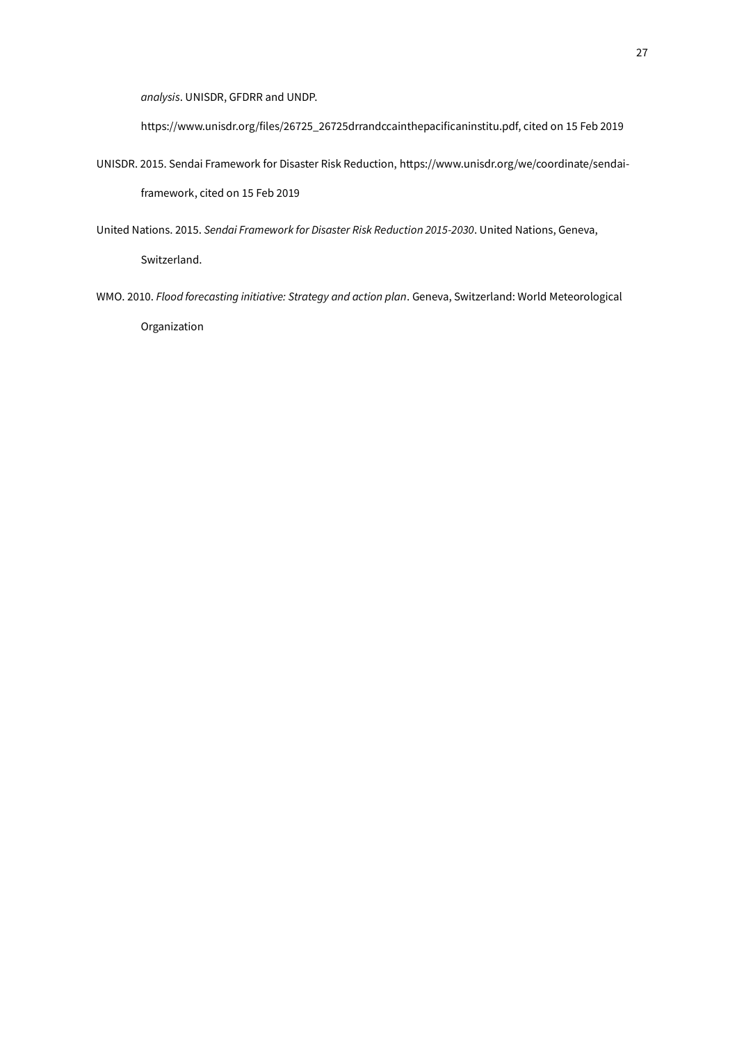*analysis*. UNISDR, GFDRR and UNDP. https://www.unisdr.org/files/26725_26725drrandccainthepacificaninstitu.pdf, cited on 15 Feb 2019

UNISDR. 2015. Sendai Framework for Disaster Risk Reduction, https://www.unisdr.org/we/coordinate/sendai-framework, cited on 15 Feb 2019

United Nations. 2015. *Sendai Framework for Disaster Risk Reduction 2015-2030*. United Nations, Geneva, Switzerland.

WMO. 2010. *Flood forecasting initiative: Strategy and action plan*. Geneva, Switzerland: World Meteorological Organization